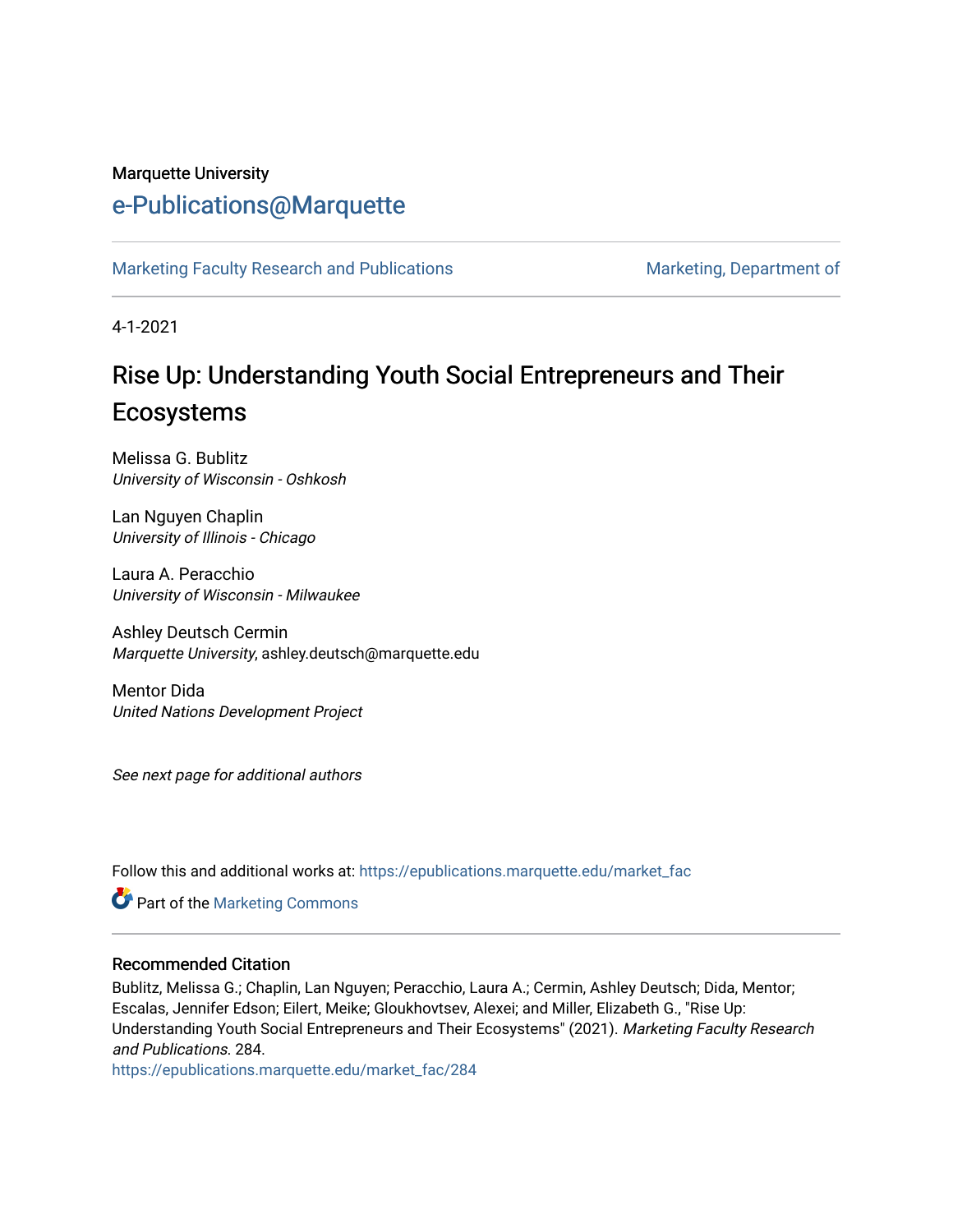Marquette University

# e-Publications@Marquette

Marketing Faculty Research and Publications | Marketing, Department of

4-1-2021

## Rise Up: Understanding Youth Social Entrepreneurs and Their Ecosystems

Melissa G. Bublitz
*University of Wisconsin - Oshkosh*

Lan Nguyen Chaplin
*University of Illinois - Chicago*

Laura A. Peracchio
*University of Wisconsin - Milwaukee*

Ashley Deutsch Cermin
*Marquette University*, ashley.deutsch@marquette.edu

Mentor Dida
*United Nations Development Project*

*See next page for additional authors*

Follow this and additional works at: https://epublications.marquette.edu/market_fac

Part of the Marketing Commons

### Recommended Citation

Bublitz, Melissa G.; Chaplin, Lan Nguyen; Peracchio, Laura A.; Cermin, Ashley Deutsch; Dida, Mentor; Escalas, Jennifer Edson; Eilert, Meike; Gloukhovtsev, Alexei; and Miller, Elizabeth G., "Rise Up: Understanding Youth Social Entrepreneurs and Their Ecosystems" (2021). *Marketing Faculty Research and Publications*. 284.
https://epublications.marquette.edu/market_fac/284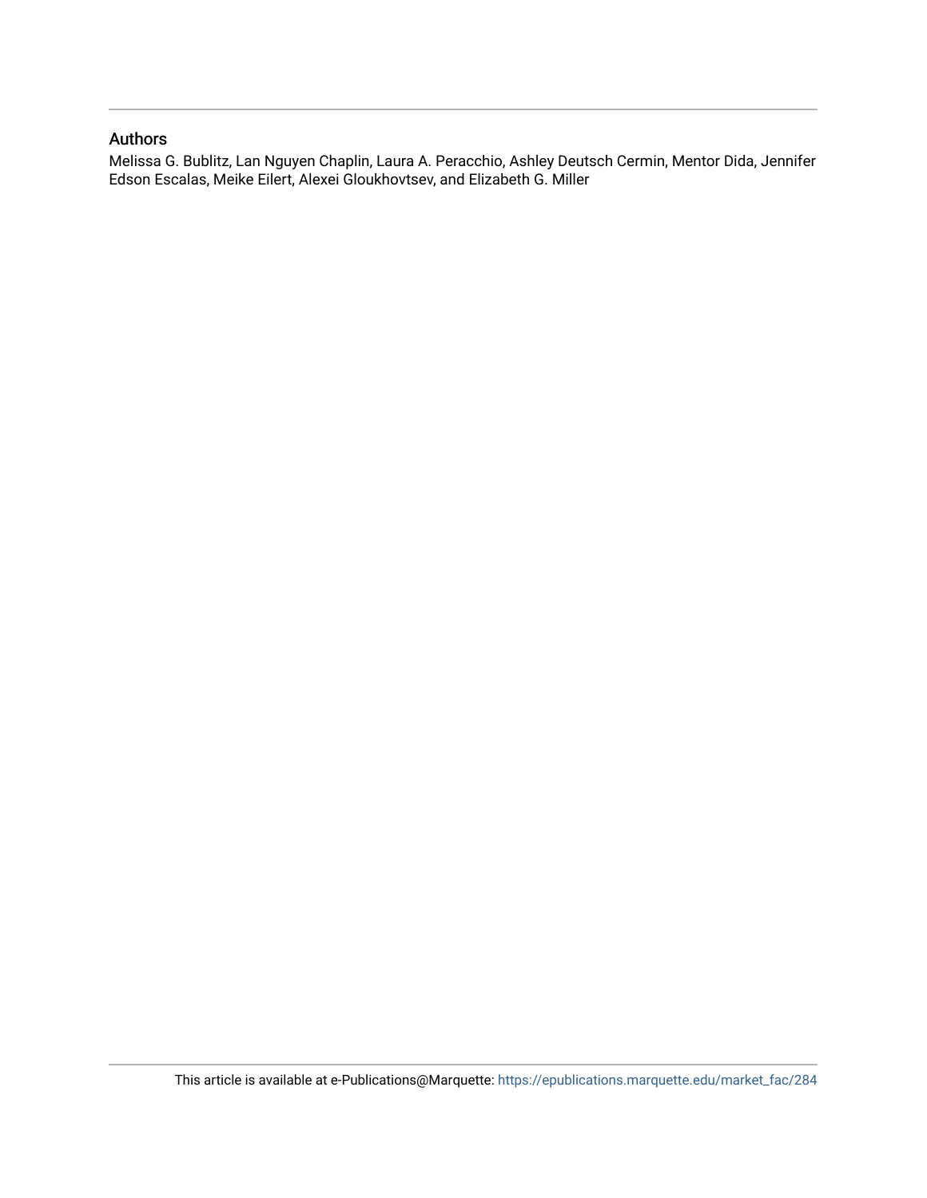## Authors

Melissa G. Bublitz, Lan Nguyen Chaplin, Laura A. Peracchio, Ashley Deutsch Cermin, Mentor Dida, Jennifer Edson Escalas, Meike Eilert, Alexei Gloukhovtsev, and Elizabeth G. Miller

This article is available at e-Publications@Marquette: https://epublications.marquette.edu/market_fac/284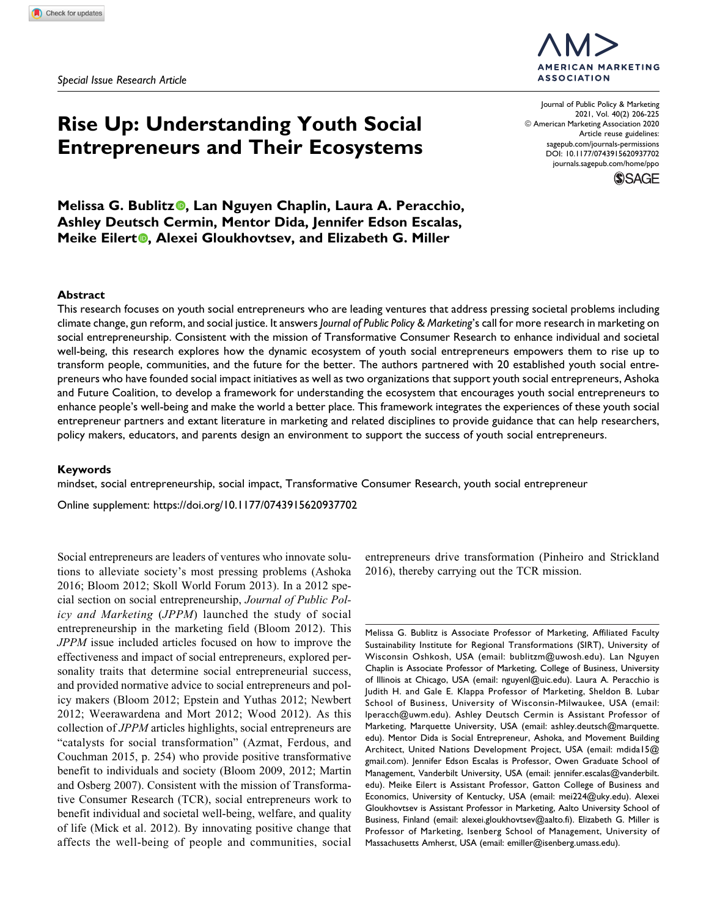Special Issue Research Article

# Rise Up: Understanding Youth Social Entrepreneurs and Their Ecosystems

**Melissa G. Bublitz, Lan Nguyen Chaplin, Laura A. Peracchio, Ashley Deutsch Cermin, Mentor Dida, Jennifer Edson Escalas, Meike Eilert, Alexei Gloukhovtsev, and Elizabeth G. Miller**

Journal of Public Policy & Marketing
2021, Vol. 40(2) 206-225
© American Marketing Association 2020
Article reuse guidelines:
sagepub.com/journals-permissions
DOI: 10.1177/0743915620937702
journals.sagepub.com/home/ppo

## Abstract

This research focuses on youth social entrepreneurs who are leading ventures that address pressing societal problems including climate change, gun reform, and social justice. It answers *Journal of Public Policy & Marketing*'s call for more research in marketing on social entrepreneurship. Consistent with the mission of Transformative Consumer Research to enhance individual and societal well-being, this research explores how the dynamic ecosystem of youth social entrepreneurs empowers them to rise up to transform people, communities, and the future for the better. The authors partnered with 20 established youth social entrepreneurs who have founded social impact initiatives as well as two organizations that support youth social entrepreneurs, Ashoka and Future Coalition, to develop a framework for understanding the ecosystem that encourages youth social entrepreneurs to enhance people's well-being and make the world a better place. This framework integrates the experiences of these youth social entrepreneur partners and extant literature in marketing and related disciplines to provide guidance that can help researchers, policy makers, educators, and parents design an environment to support the success of youth social entrepreneurs.

## Keywords

mindset, social entrepreneurship, social impact, Transformative Consumer Research, youth social entrepreneur

Online supplement: https://doi.org/10.1177/0743915620937702

Social entrepreneurs are leaders of ventures who innovate solutions to alleviate society's most pressing problems (Ashoka 2016; Bloom 2012; Skoll World Forum 2013). In a 2012 special section on social entrepreneurship, *Journal of Public Policy and Marketing* (*JPPM*) launched the study of social entrepreneurship in the marketing field (Bloom 2012). This *JPPM* issue included articles focused on how to improve the effectiveness and impact of social entrepreneurs, explored personality traits that determine social entrepreneurial success, and provided normative advice to social entrepreneurs and policy makers (Bloom 2012; Epstein and Yuthas 2012; Newbert 2012; Weerawardena and Mort 2012; Wood 2012). As this collection of *JPPM* articles highlights, social entrepreneurs are "catalysts for social transformation" (Azmat, Ferdous, and Couchman 2015, p. 254) who provide positive transformative benefit to individuals and society (Bloom 2009, 2012; Martin and Osberg 2007). Consistent with the mission of Transformative Consumer Research (TCR), social entrepreneurs work to benefit individual and societal well-being, welfare, and quality of life (Mick et al. 2012). By innovating positive change that affects the well-being of people and communities, social entrepreneurs drive transformation (Pinheiro and Strickland 2016), thereby carrying out the TCR mission.

Melissa G. Bublitz is Associate Professor of Marketing, Affiliated Faculty Sustainability Institute for Regional Transformations (SIRT), University of Wisconsin Oshkosh, USA (email: bublitzm@uwosh.edu). Lan Nguyen Chaplin is Associate Professor of Marketing, College of Business, University of Illinois at Chicago, USA (email: nguyenl@uic.edu). Laura A. Peracchio is Judith H. and Gale E. Klappa Professor of Marketing, Sheldon B. Lubar School of Business, University of Wisconsin-Milwaukee, USA (email: lperacch@uwm.edu). Ashley Deutsch Cermin is Assistant Professor of Marketing, Marquette University, USA (email: ashley.deutsch@marquette.edu). Mentor Dida is Social Entrepreneur, Ashoka, and Movement Building Architect, United Nations Development Project, USA (email: mdida15@gmail.com). Jennifer Edson Escalas is Professor, Owen Graduate School of Management, Vanderbilt University, USA (email: jennifer.escalas@vanderbilt.edu). Meike Eilert is Assistant Professor, Gatton College of Business and Economics, University of Kentucky, USA (email: mei224@uky.edu). Alexei Gloukhovtsev is Assistant Professor in Marketing, Aalto University School of Business, Finland (email: alexei.gloukhovtsev@aalto.fi). Elizabeth G. Miller is Professor of Marketing, Isenberg School of Management, University of Massachusetts Amherst, USA (email: emiller@isenberg.umass.edu).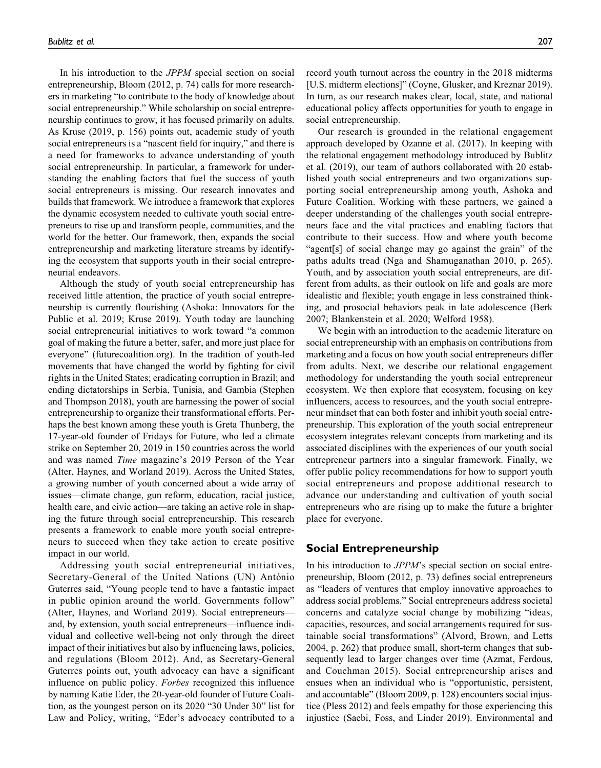In his introduction to the *JPPM* special section on social entrepreneurship, Bloom (2012, p. 74) calls for more researchers in marketing "to contribute to the body of knowledge about social entrepreneurship." While scholarship on social entrepreneurship continues to grow, it has focused primarily on adults. As Kruse (2019, p. 156) points out, academic study of youth social entrepreneurs is a "nascent field for inquiry," and there is a need for frameworks to advance understanding of youth social entrepreneurship. In particular, a framework for understanding the enabling factors that fuel the success of youth social entrepreneurs is missing. Our research innovates and builds that framework. We introduce a framework that explores the dynamic ecosystem needed to cultivate youth social entrepreneurs to rise up and transform people, communities, and the world for the better. Our framework, then, expands the social entrepreneurship and marketing literature streams by identifying the ecosystem that supports youth in their social entrepreneurial endeavors.

Although the study of youth social entrepreneurship has received little attention, the practice of youth social entrepreneurship is currently flourishing (Ashoka: Innovators for the Public et al. 2019; Kruse 2019). Youth today are launching social entrepreneurial initiatives to work toward "a common goal of making the future a better, safer, and more just place for everyone" (futurecoalition.org). In the tradition of youth-led movements that have changed the world by fighting for civil rights in the United States; eradicating corruption in Brazil; and ending dictatorships in Serbia, Tunisia, and Gambia (Stephen and Thompson 2018), youth are harnessing the power of social entrepreneurship to organize their transformational efforts. Perhaps the best known among these youth is Greta Thunberg, the 17-year-old founder of Fridays for Future, who led a climate strike on September 20, 2019 in 150 countries across the world and was named *Time* magazine's 2019 Person of the Year (Alter, Haynes, and Worland 2019). Across the United States, a growing number of youth concerned about a wide array of issues—climate change, gun reform, education, racial justice, health care, and civic action—are taking an active role in shaping the future through social entrepreneurship. This research presents a framework to enable more youth social entrepreneurs to succeed when they take action to create positive impact in our world.

Addressing youth social entrepreneurial initiatives, Secretary-General of the United Nations (UN) António Guterres said, "Young people tend to have a fantastic impact in public opinion around the world. Governments follow" (Alter, Haynes, and Worland 2019). Social entrepreneurs—and, by extension, youth social entrepreneurs—influence individual and collective well-being not only through the direct impact of their initiatives but also by influencing laws, policies, and regulations (Bloom 2012). And, as Secretary-General Guterres points out, youth advocacy can have a significant influence on public policy. *Forbes* recognized this influence by naming Katie Eder, the 20-year-old founder of Future Coalition, as the youngest person on its 2020 "30 Under 30" list for Law and Policy, writing, "Eder's advocacy contributed to a record youth turnout across the country in the 2018 midterms [U.S. midterm elections]" (Coyne, Glusker, and Kreznar 2019). In turn, as our research makes clear, local, state, and national educational policy affects opportunities for youth to engage in social entrepreneurship.

Our research is grounded in the relational engagement approach developed by Ozanne et al. (2017). In keeping with the relational engagement methodology introduced by Bublitz et al. (2019), our team of authors collaborated with 20 established youth social entrepreneurs and two organizations supporting social entrepreneurship among youth, Ashoka and Future Coalition. Working with these partners, we gained a deeper understanding of the challenges youth social entrepreneurs face and the vital practices and enabling factors that contribute to their success. How and where youth become "agent[s] of social change may go against the grain" of the paths adults tread (Nga and Shamuganathan 2010, p. 265). Youth, and by association youth social entrepreneurs, are different from adults, as their outlook on life and goals are more idealistic and flexible; youth engage in less constrained thinking, and prosocial behaviors peak in late adolescence (Berk 2007; Blankenstein et al. 2020; Welford 1958).

We begin with an introduction to the academic literature on social entrepreneurship with an emphasis on contributions from marketing and a focus on how youth social entrepreneurs differ from adults. Next, we describe our relational engagement methodology for understanding the youth social entrepreneur ecosystem. We then explore that ecosystem, focusing on key influencers, access to resources, and the youth social entrepreneur mindset that can both foster and inhibit youth social entrepreneurship. This exploration of the youth social entrepreneur ecosystem integrates relevant concepts from marketing and its associated disciplines with the experiences of our youth social entrepreneur partners into a singular framework. Finally, we offer public policy recommendations for how to support youth social entrepreneurs and propose additional research to advance our understanding and cultivation of youth social entrepreneurs who are rising up to make the future a brighter place for everyone.

## Social Entrepreneurship

In his introduction to *JPPM*'s special section on social entrepreneurship, Bloom (2012, p. 73) defines social entrepreneurs as "leaders of ventures that employ innovative approaches to address social problems." Social entrepreneurs address societal concerns and catalyze social change by mobilizing "ideas, capacities, resources, and social arrangements required for sustainable social transformations" (Alvord, Brown, and Letts 2004, p. 262) that produce small, short-term changes that subsequently lead to larger changes over time (Azmat, Ferdous, and Couchman 2015). Social entrepreneurship arises and ensues when an individual who is "opportunistic, persistent, and accountable" (Bloom 2009, p. 128) encounters social injustice (Pless 2012) and feels empathy for those experiencing this injustice (Saebi, Foss, and Linder 2019). Environmental and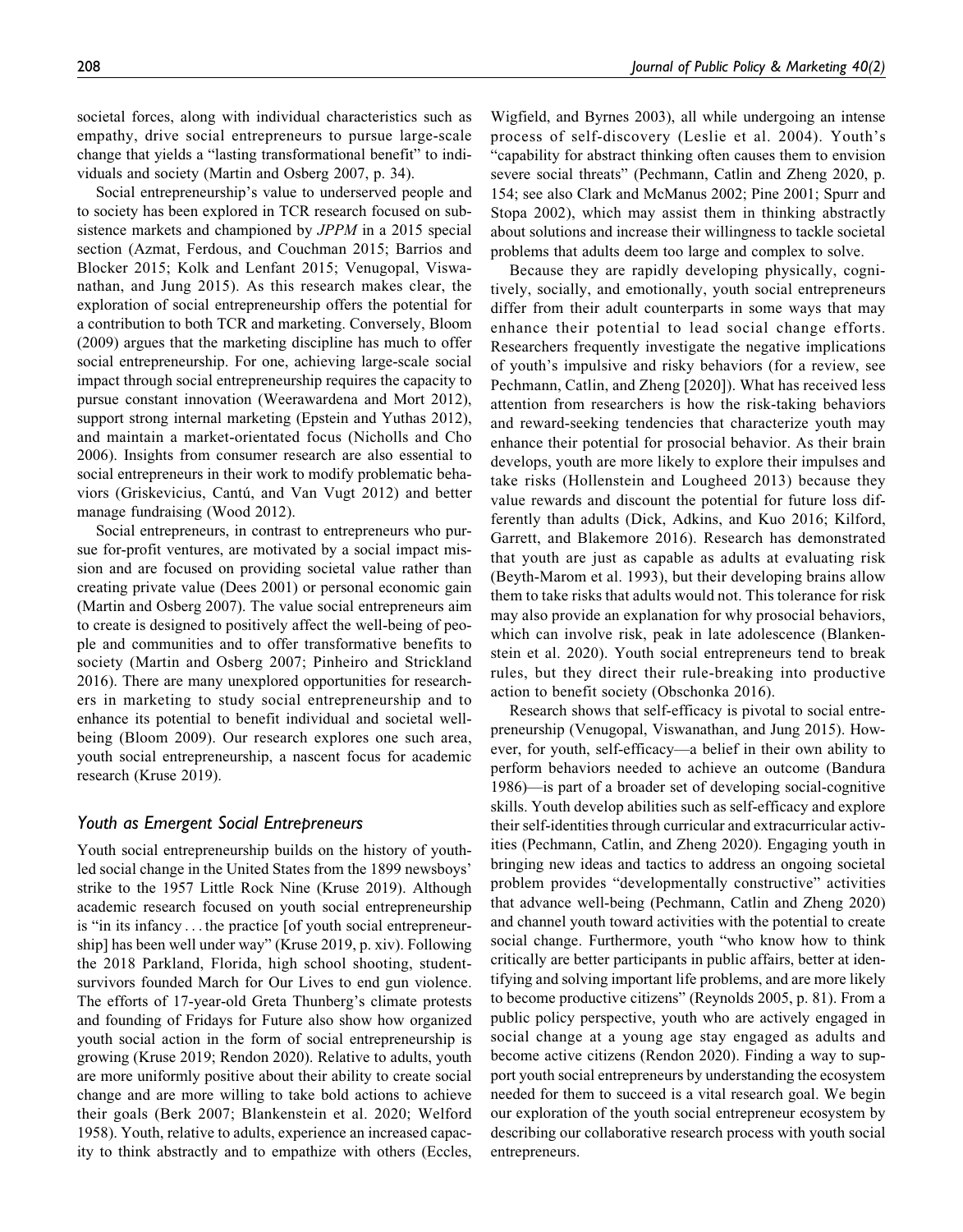societal forces, along with individual characteristics such as empathy, drive social entrepreneurs to pursue large-scale change that yields a "lasting transformational benefit" to individuals and society (Martin and Osberg 2007, p. 34).

Social entrepreneurship's value to underserved people and to society has been explored in TCR research focused on subsistence markets and championed by *JPPM* in a 2015 special section (Azmat, Ferdous, and Couchman 2015; Barrios and Blocker 2015; Kolk and Lenfant 2015; Venugopal, Viswanathan, and Jung 2015). As this research makes clear, the exploration of social entrepreneurship offers the potential for a contribution to both TCR and marketing. Conversely, Bloom (2009) argues that the marketing discipline has much to offer social entrepreneurship. For one, achieving large-scale social impact through social entrepreneurship requires the capacity to pursue constant innovation (Weerawardena and Mort 2012), support strong internal marketing (Epstein and Yuthas 2012), and maintain a market-orientated focus (Nicholls and Cho 2006). Insights from consumer research are also essential to social entrepreneurs in their work to modify problematic behaviors (Griskevicius, Cantú, and Van Vugt 2012) and better manage fundraising (Wood 2012).

Social entrepreneurs, in contrast to entrepreneurs who pursue for-profit ventures, are motivated by a social impact mission and are focused on providing societal value rather than creating private value (Dees 2001) or personal economic gain (Martin and Osberg 2007). The value social entrepreneurs aim to create is designed to positively affect the well-being of people and communities and to offer transformative benefits to society (Martin and Osberg 2007; Pinheiro and Strickland 2016). There are many unexplored opportunities for researchers in marketing to study social entrepreneurship and to enhance its potential to benefit individual and societal well-being (Bloom 2009). Our research explores one such area, youth social entrepreneurship, a nascent focus for academic research (Kruse 2019).

### Youth as Emergent Social Entrepreneurs

Youth social entrepreneurship builds on the history of youth-led social change in the United States from the 1899 newsboys' strike to the 1957 Little Rock Nine (Kruse 2019). Although academic research focused on youth social entrepreneurship is "in its infancy ... the practice [of youth social entrepreneurship] has been well under way" (Kruse 2019, p. xiv). Following the 2018 Parkland, Florida, high school shooting, student-survivors founded March for Our Lives to end gun violence. The efforts of 17-year-old Greta Thunberg's climate protests and founding of Fridays for Future also show how organized youth social action in the form of social entrepreneurship is growing (Kruse 2019; Rendon 2020). Relative to adults, youth are more uniformly positive about their ability to create social change and are more willing to take bold actions to achieve their goals (Berk 2007; Blankenstein et al. 2020; Welford 1958). Youth, relative to adults, experience an increased capacity to think abstractly and to empathize with others (Eccles, Wigfield, and Byrnes 2003), all while undergoing an intense process of self-discovery (Leslie et al. 2004). Youth's "capability for abstract thinking often causes them to envision severe social threats" (Pechmann, Catlin and Zheng 2020, p. 154; see also Clark and McManus 2002; Pine 2001; Spurr and Stopa 2002), which may assist them in thinking abstractly about solutions and increase their willingness to tackle societal problems that adults deem too large and complex to solve.

Because they are rapidly developing physically, cognitively, socially, and emotionally, youth social entrepreneurs differ from their adult counterparts in some ways that may enhance their potential to lead social change efforts. Researchers frequently investigate the negative implications of youth's impulsive and risky behaviors (for a review, see Pechmann, Catlin, and Zheng [2020]). What has received less attention from researchers is how the risk-taking behaviors and reward-seeking tendencies that characterize youth may enhance their potential for prosocial behavior. As their brain develops, youth are more likely to explore their impulses and take risks (Hollenstein and Lougheed 2013) because they value rewards and discount the potential for future loss differently than adults (Dick, Adkins, and Kuo 2016; Kilford, Garrett, and Blakemore 2016). Research has demonstrated that youth are just as capable as adults at evaluating risk (Beyth-Marom et al. 1993), but their developing brains allow them to take risks that adults would not. This tolerance for risk may also provide an explanation for why prosocial behaviors, which can involve risk, peak in late adolescence (Blankenstein et al. 2020). Youth social entrepreneurs tend to break rules, but they direct their rule-breaking into productive action to benefit society (Obschonka 2016).

Research shows that self-efficacy is pivotal to social entrepreneurship (Venugopal, Viswanathan, and Jung 2015). However, for youth, self-efficacy—a belief in their own ability to perform behaviors needed to achieve an outcome (Bandura 1986)—is part of a broader set of developing social-cognitive skills. Youth develop abilities such as self-efficacy and explore their self-identities through curricular and extracurricular activities (Pechmann, Catlin, and Zheng 2020). Engaging youth in bringing new ideas and tactics to address an ongoing societal problem provides "developmentally constructive" activities that advance well-being (Pechmann, Catlin and Zheng 2020) and channel youth toward activities with the potential to create social change. Furthermore, youth "who know how to think critically are better participants in public affairs, better at identifying and solving important life problems, and are more likely to become productive citizens" (Reynolds 2005, p. 81). From a public policy perspective, youth who are actively engaged in social change at a young age stay engaged as adults and become active citizens (Rendon 2020). Finding a way to support youth social entrepreneurs by understanding the ecosystem needed for them to succeed is a vital research goal. We begin our exploration of the youth social entrepreneur ecosystem by describing our collaborative research process with youth social entrepreneurs.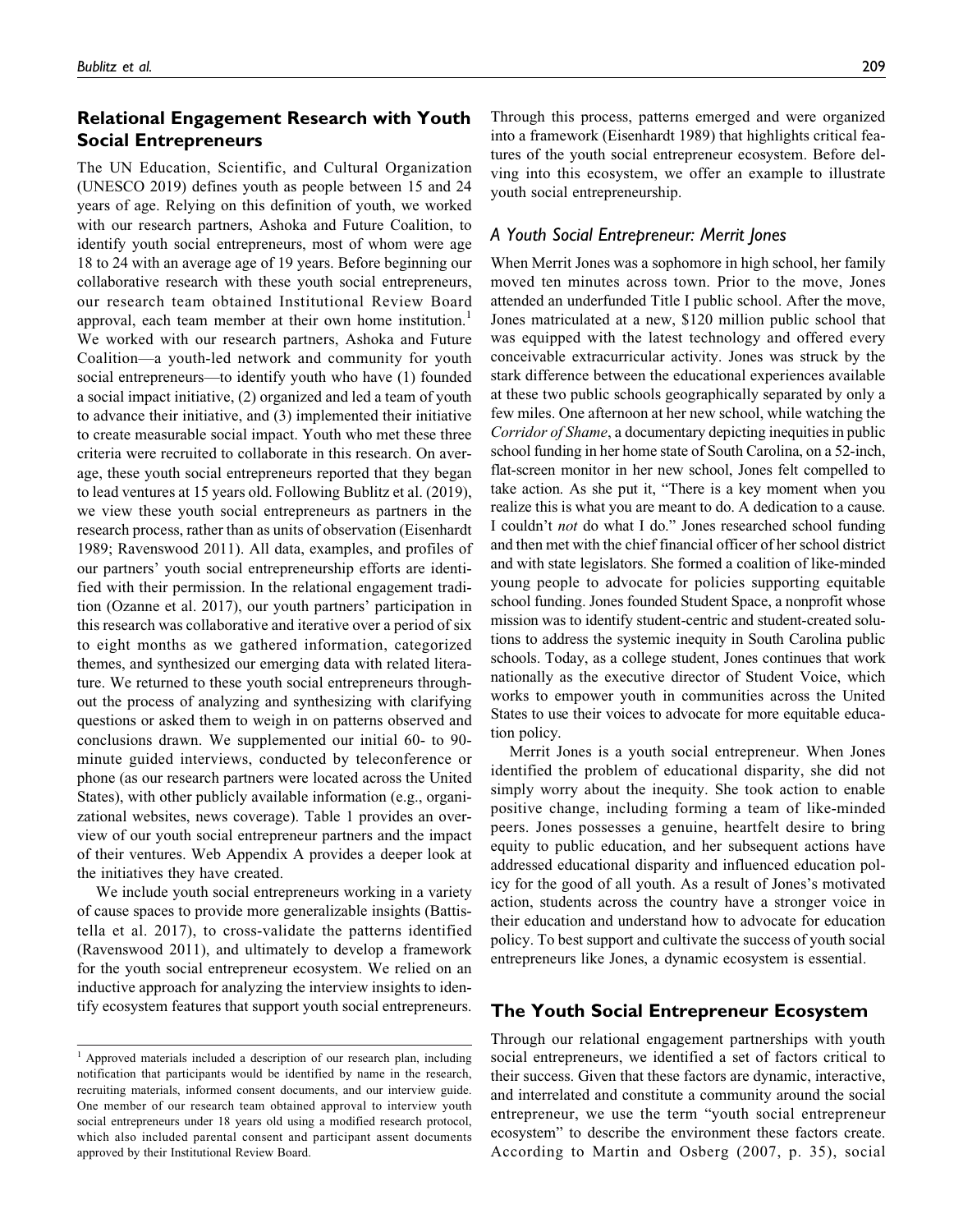## Relational Engagement Research with Youth Social Entrepreneurs

The UN Education, Scientific, and Cultural Organization (UNESCO 2019) defines youth as people between 15 and 24 years of age. Relying on this definition of youth, we worked with our research partners, Ashoka and Future Coalition, to identify youth social entrepreneurs, most of whom were age 18 to 24 with an average age of 19 years. Before beginning our collaborative research with these youth social entrepreneurs, our research team obtained Institutional Review Board approval, each team member at their own home institution.[1] We worked with our research partners, Ashoka and Future Coalition—a youth-led network and community for youth social entrepreneurs—to identify youth who have (1) founded a social impact initiative, (2) organized and led a team of youth to advance their initiative, and (3) implemented their initiative to create measurable social impact. Youth who met these three criteria were recruited to collaborate in this research. On average, these youth social entrepreneurs reported that they began to lead ventures at 15 years old. Following Bublitz et al. (2019), we view these youth social entrepreneurs as partners in the research process, rather than as units of observation (Eisenhardt 1989; Ravenswood 2011). All data, examples, and profiles of our partners' youth social entrepreneurship efforts are identified with their permission. In the relational engagement tradition (Ozanne et al. 2017), our youth partners' participation in this research was collaborative and iterative over a period of six to eight months as we gathered information, categorized themes, and synthesized our emerging data with related literature. We returned to these youth social entrepreneurs throughout the process of analyzing and synthesizing with clarifying questions or asked them to weigh in on patterns observed and conclusions drawn. We supplemented our initial 60- to 90-minute guided interviews, conducted by teleconference or phone (as our research partners were located across the United States), with other publicly available information (e.g., organizational websites, news coverage). Table 1 provides an overview of our youth social entrepreneur partners and the impact of their ventures. Web Appendix A provides a deeper look at the initiatives they have created.

We include youth social entrepreneurs working in a variety of cause spaces to provide more generalizable insights (Battistella et al. 2017), to cross-validate the patterns identified (Ravenswood 2011), and ultimately to develop a framework for the youth social entrepreneur ecosystem. We relied on an inductive approach for analyzing the interview insights to identify ecosystem features that support youth social entrepreneurs. Through this process, patterns emerged and were organized into a framework (Eisenhardt 1989) that highlights critical features of the youth social entrepreneur ecosystem. Before delving into this ecosystem, we offer an example to illustrate youth social entrepreneurship.

### A Youth Social Entrepreneur: Merrit Jones

When Merrit Jones was a sophomore in high school, her family moved ten minutes across town. Prior to the move, Jones attended an underfunded Title I public school. After the move, Jones matriculated at a new, $120 million public school that was equipped with the latest technology and offered every conceivable extracurricular activity. Jones was struck by the stark difference between the educational experiences available at these two public schools geographically separated by only a few miles. One afternoon at her new school, while watching the *Corridor of Shame*, a documentary depicting inequities in public school funding in her home state of South Carolina, on a 52-inch, flat-screen monitor in her new school, Jones felt compelled to take action. As she put it, "There is a key moment when you realize this is what you are meant to do. A dedication to a cause. I couldn't *not* do what I do." Jones researched school funding and then met with the chief financial officer of her school district and with state legislators. She formed a coalition of like-minded young people to advocate for policies supporting equitable school funding. Jones founded Student Space, a nonprofit whose mission was to identify student-centric and student-created solutions to address the systemic inequity in South Carolina public schools. Today, as a college student, Jones continues that work nationally as the executive director of Student Voice, which works to empower youth in communities across the United States to use their voices to advocate for more equitable education policy.

Merrit Jones is a youth social entrepreneur. When Jones identified the problem of educational disparity, she did not simply worry about the inequity. She took action to enable positive change, including forming a team of like-minded peers. Jones possesses a genuine, heartfelt desire to bring equity to public education, and her subsequent actions have addressed educational disparity and influenced education policy for the good of all youth. As a result of Jones's motivated action, students across the country have a stronger voice in their education and understand how to advocate for education policy. To best support and cultivate the success of youth social entrepreneurs like Jones, a dynamic ecosystem is essential.

## The Youth Social Entrepreneur Ecosystem

Through our relational engagement partnerships with youth social entrepreneurs, we identified a set of factors critical to their success. Given that these factors are dynamic, interactive, and interrelated and constitute a community around the social entrepreneur, we use the term "youth social entrepreneur ecosystem" to describe the environment these factors create. According to Martin and Osberg (2007, p. 35), social

---

[1] Approved materials included a description of our research plan, including notification that participants would be identified by name in the research, recruiting materials, informed consent documents, and our interview guide. One member of our research team obtained approval to interview youth social entrepreneurs under 18 years old using a modified research protocol, which also included parental consent and participant assent documents approved by their Institutional Review Board.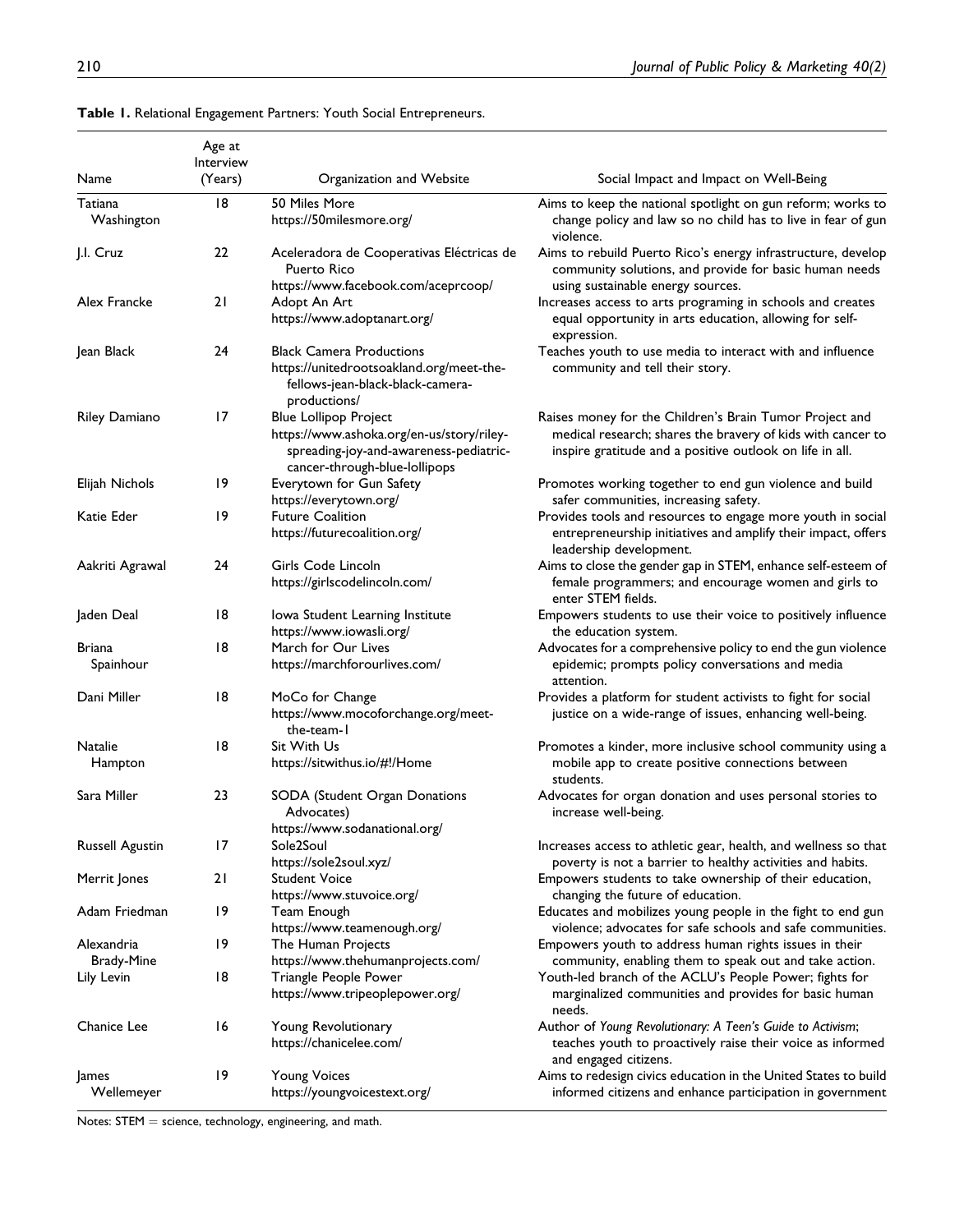**Table 1.** Relational Engagement Partners: Youth Social Entrepreneurs.

| Name | Age at Interview (Years) | Organization and Website | Social Impact and Impact on Well-Being |
|---|---|---|---|
| Tatiana Washington | 18 | 50 Miles More https://50milesmore.org/ | Aims to keep the national spotlight on gun reform; works to change policy and law so no child has to live in fear of gun violence. |
| J.I. Cruz | 22 | Aceleradora de Cooperativas Eléctricas de Puerto Rico https://www.facebook.com/aceprcoop/ | Aims to rebuild Puerto Rico's energy infrastructure, develop community solutions, and provide for basic human needs using sustainable energy sources. |
| Alex Francke | 21 | Adopt An Art https://www.adoptanart.org/ | Increases access to arts programing in schools and creates equal opportunity in arts education, allowing for self-expression. |
| Jean Black | 24 | Black Camera Productions https://unitedrootsoakland.org/meet-the-fellows-jean-black-black-camera-productions/ | Teaches youth to use media to interact with and influence community and tell their story. |
| Riley Damiano | 17 | Blue Lollipop Project https://www.ashoka.org/en-us/story/riley-spreading-joy-and-awareness-pediatric-cancer-through-blue-lollipops | Raises money for the Children's Brain Tumor Project and medical research; shares the bravery of kids with cancer to inspire gratitude and a positive outlook on life in all. |
| Elijah Nichols | 19 | Everytown for Gun Safety https://everytown.org/ | Promotes working together to end gun violence and build safer communities, increasing safety. |
| Katie Eder | 19 | Future Coalition https://futurecoalition.org/ | Provides tools and resources to engage more youth in social entrepreneurship initiatives and amplify their impact, offers leadership development. |
| Aakriti Agrawal | 24 | Girls Code Lincoln https://girlscodelincoln.com/ | Aims to close the gender gap in STEM, enhance self-esteem of female programmers; and encourage women and girls to enter STEM fields. |
| Jaden Deal | 18 | Iowa Student Learning Institute https://www.iowasli.org/ | Empowers students to use their voice to positively influence the education system. |
| Briana Spainhour | 18 | March for Our Lives https://marchforourlives.com/ | Advocates for a comprehensive policy to end the gun violence epidemic; prompts policy conversations and media attention. |
| Dani Miller | 18 | MoCo for Change https://www.mocoforchange.org/meet-the-team-1 | Provides a platform for student activists to fight for social justice on a wide-range of issues, enhancing well-being. |
| Natalie Hampton | 18 | Sit With Us https://sitwithus.io/#!/Home | Promotes a kinder, more inclusive school community using a mobile app to create positive connections between students. |
| Sara Miller | 23 | SODA (Student Organ Donations Advocates) https://www.sodanational.org/ | Advocates for organ donation and uses personal stories to increase well-being. |
| Russell Agustin | 17 | Sole2Soul https://sole2soul.xyz/ | Increases access to athletic gear, health, and wellness so that poverty is not a barrier to healthy activities and habits. |
| Merrit Jones | 21 | Student Voice https://www.stuvoice.org/ | Empowers students to take ownership of their education, changing the future of education. |
| Adam Friedman | 19 | Team Enough https://www.teamenough.org/ | Educates and mobilizes young people in the fight to end gun violence; advocates for safe schools and safe communities. |
| Alexandria Brady-Mine | 19 | The Human Projects https://www.thehumanprojects.com/ | Empowers youth to address human rights issues in their community, enabling them to speak out and take action. |
| Lily Levin | 18 | Triangle People Power https://www.tripeoplepower.org/ | Youth-led branch of the ACLU's People Power; fights for marginalized communities and provides for basic human needs. |
| Chanice Lee | 16 | Young Revolutionary https://chanicelee.com/ | Author of *Young Revolutionary: A Teen's Guide to Activism*; teaches youth to proactively raise their voice as informed and engaged citizens. |
| James Wellemeyer | 19 | Young Voices https://youngvoicestext.org/ | Aims to redesign civics education in the United States to build informed citizens and enhance participation in government |

Notes: STEM = science, technology, engineering, and math.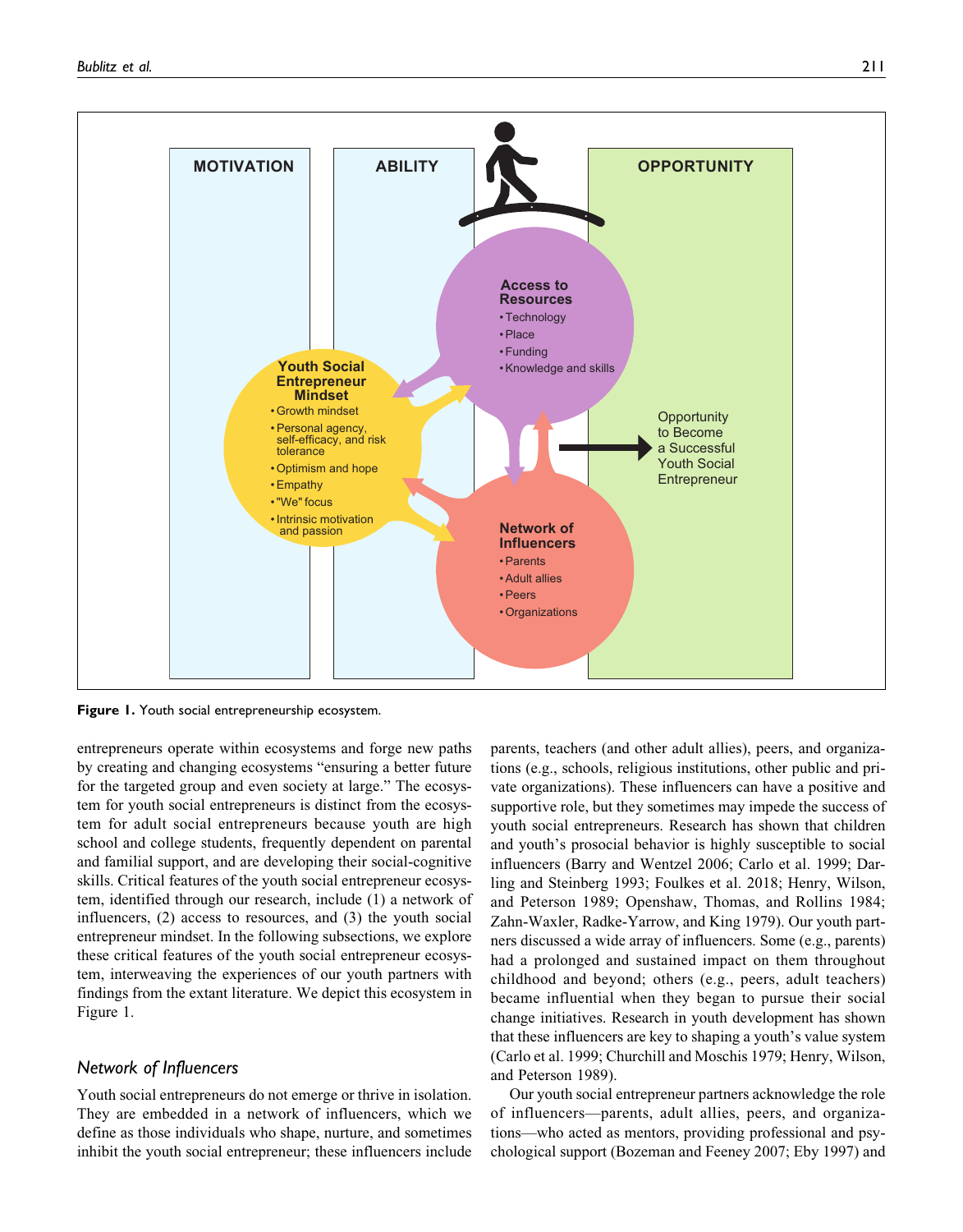**Figure 1.** Youth social entrepreneurship ecosystem.

entrepreneurs operate within ecosystems and forge new paths by creating and changing ecosystems "ensuring a better future for the targeted group and even society at large." The ecosystem for youth social entrepreneurs is distinct from the ecosystem for adult social entrepreneurs because youth are high school and college students, frequently dependent on parental and familial support, and are developing their social-cognitive skills. Critical features of the youth social entrepreneur ecosystem, identified through our research, include (1) a network of influencers, (2) access to resources, and (3) the youth social entrepreneur mindset. In the following subsections, we explore these critical features of the youth social entrepreneur ecosystem, interweaving the experiences of our youth partners with findings from the extant literature. We depict this ecosystem in Figure 1.

### *Network of Influencers*

Youth social entrepreneurs do not emerge or thrive in isolation. They are embedded in a network of influencers, which we define as those individuals who shape, nurture, and sometimes inhibit the youth social entrepreneur; these influencers include parents, teachers (and other adult allies), peers, and organizations (e.g., schools, religious institutions, other public and private organizations). These influencers can have a positive and supportive role, but they sometimes may impede the success of youth social entrepreneurs. Research has shown that children and youth's prosocial behavior is highly susceptible to social influencers (Barry and Wentzel 2006; Carlo et al. 1999; Darling and Steinberg 1993; Foulkes et al. 2018; Henry, Wilson, and Peterson 1989; Openshaw, Thomas, and Rollins 1984; Zahn-Waxler, Radke-Yarrow, and King 1979). Our youth partners discussed a wide array of influencers. Some (e.g., parents) had a prolonged and sustained impact on them throughout childhood and beyond; others (e.g., peers, adult teachers) became influential when they began to pursue their social change initiatives. Research in youth development has shown that these influencers are key to shaping a youth's value system (Carlo et al. 1999; Churchill and Moschis 1979; Henry, Wilson, and Peterson 1989).

Our youth social entrepreneur partners acknowledge the role of influencers—parents, adult allies, peers, and organizations—who acted as mentors, providing professional and psychological support (Bozeman and Feeney 2007; Eby 1997) and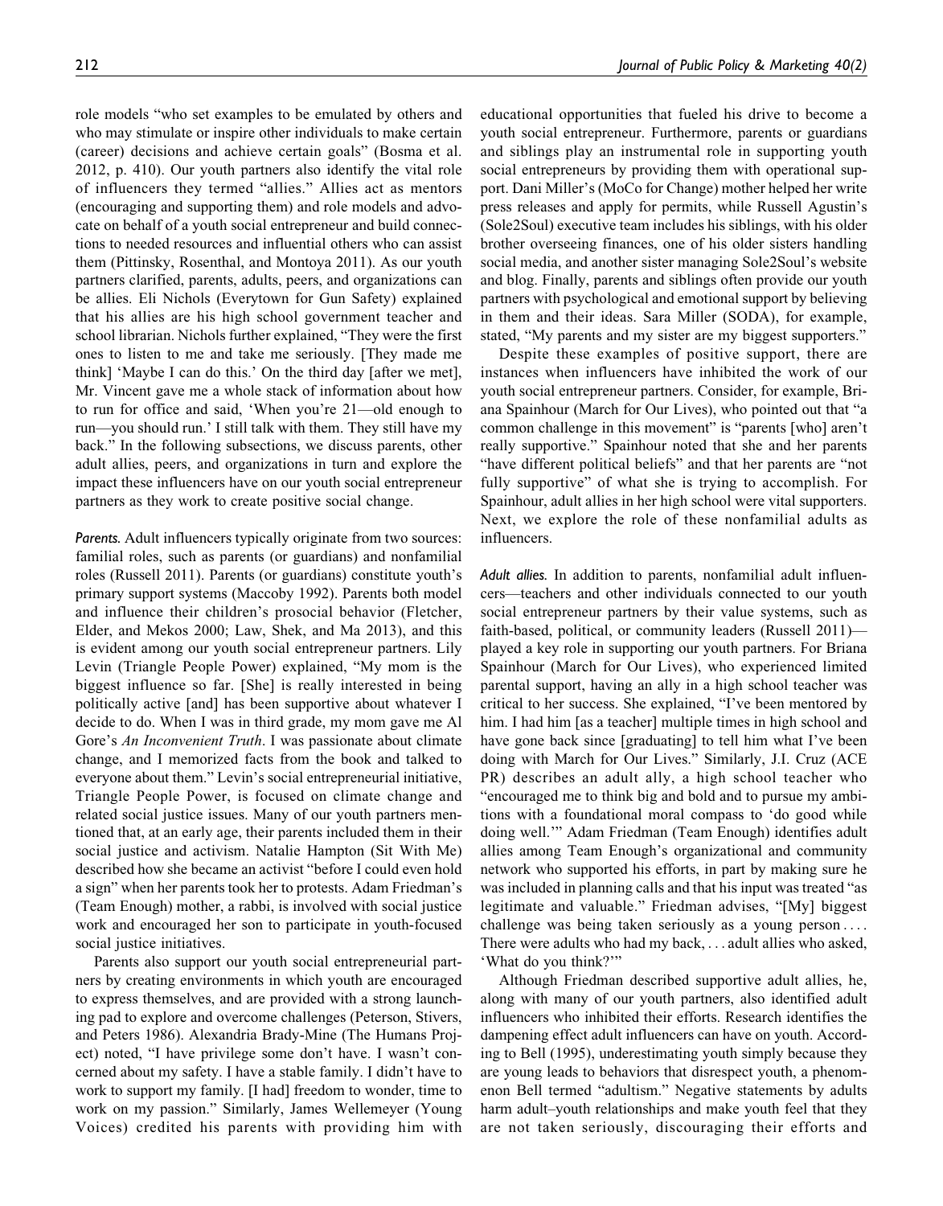role models "who set examples to be emulated by others and who may stimulate or inspire other individuals to make certain (career) decisions and achieve certain goals" (Bosma et al. 2012, p. 410). Our youth partners also identify the vital role of influencers they termed "allies." Allies act as mentors (encouraging and supporting them) and role models and advocate on behalf of a youth social entrepreneur and build connections to needed resources and influential others who can assist them (Pittinsky, Rosenthal, and Montoya 2011). As our youth partners clarified, parents, adults, peers, and organizations can be allies. Eli Nichols (Everytown for Gun Safety) explained that his allies are his high school government teacher and school librarian. Nichols further explained, "They were the first ones to listen to me and take me seriously. [They made me think] 'Maybe I can do this.' On the third day [after we met], Mr. Vincent gave me a whole stack of information about how to run for office and said, 'When you're 21—old enough to run—you should run.' I still talk with them. They still have my back." In the following subsections, we discuss parents, other adult allies, peers, and organizations in turn and explore the impact these influencers have on our youth social entrepreneur partners as they work to create positive social change.

*Parents.* Adult influencers typically originate from two sources: familial roles, such as parents (or guardians) and nonfamilial roles (Russell 2011). Parents (or guardians) constitute youth's primary support systems (Maccoby 1992). Parents both model and influence their children's prosocial behavior (Fletcher, Elder, and Mekos 2000; Law, Shek, and Ma 2013), and this is evident among our youth social entrepreneur partners. Lily Levin (Triangle People Power) explained, "My mom is the biggest influence so far. [She] is really interested in being politically active [and] has been supportive about whatever I decide to do. When I was in third grade, my mom gave me Al Gore's *An Inconvenient Truth*. I was passionate about climate change, and I memorized facts from the book and talked to everyone about them." Levin's social entrepreneurial initiative, Triangle People Power, is focused on climate change and related social justice issues. Many of our youth partners mentioned that, at an early age, their parents included them in their social justice and activism. Natalie Hampton (Sit With Me) described how she became an activist "before I could even hold a sign" when her parents took her to protests. Adam Friedman's (Team Enough) mother, a rabbi, is involved with social justice work and encouraged her son to participate in youth-focused social justice initiatives.

Parents also support our youth social entrepreneurial partners by creating environments in which youth are encouraged to express themselves, and are provided with a strong launching pad to explore and overcome challenges (Peterson, Stivers, and Peters 1986). Alexandria Brady-Mine (The Humans Project) noted, "I have privilege some don't have. I wasn't concerned about my safety. I have a stable family. I didn't have to work to support my family. [I had] freedom to wonder, time to work on my passion." Similarly, James Wellemeyer (Young Voices) credited his parents with providing him with educational opportunities that fueled his drive to become a youth social entrepreneur. Furthermore, parents or guardians and siblings play an instrumental role in supporting youth social entrepreneurs by providing them with operational support. Dani Miller's (MoCo for Change) mother helped her write press releases and apply for permits, while Russell Agustin's (Sole2Soul) executive team includes his siblings, with his older brother overseeing finances, one of his older sisters handling social media, and another sister managing Sole2Soul's website and blog. Finally, parents and siblings often provide our youth partners with psychological and emotional support by believing in them and their ideas. Sara Miller (SODA), for example, stated, "My parents and my sister are my biggest supporters."

Despite these examples of positive support, there are instances when influencers have inhibited the work of our youth social entrepreneur partners. Consider, for example, Briana Spainhour (March for Our Lives), who pointed out that "a common challenge in this movement" is "parents [who] aren't really supportive." Spainhour noted that she and her parents "have different political beliefs" and that her parents are "not fully supportive" of what she is trying to accomplish. For Spainhour, adult allies in her high school were vital supporters. Next, we explore the role of these nonfamilial adults as influencers.

*Adult allies.* In addition to parents, nonfamilial adult influencers—teachers and other individuals connected to our youth social entrepreneur partners by their value systems, such as faith-based, political, or community leaders (Russell 2011)—played a key role in supporting our youth partners. For Briana Spainhour (March for Our Lives), who experienced limited parental support, having an ally in a high school teacher was critical to her success. She explained, "I've been mentored by him. I had him [as a teacher] multiple times in high school and have gone back since [graduating] to tell him what I've been doing with March for Our Lives." Similarly, J.I. Cruz (ACE PR) describes an adult ally, a high school teacher who "encouraged me to think big and bold and to pursue my ambitions with a foundational moral compass to 'do good while doing well.'" Adam Friedman (Team Enough) identifies adult allies among Team Enough's organizational and community network who supported his efforts, in part by making sure he was included in planning calls and that his input was treated "as legitimate and valuable." Friedman advises, "[My] biggest challenge was being taken seriously as a young person .... There were adults who had my back, ... adult allies who asked, 'What do you think?'"

Although Friedman described supportive adult allies, he, along with many of our youth partners, also identified adult influencers who inhibited their efforts. Research identifies the dampening effect adult influencers can have on youth. According to Bell (1995), underestimating youth simply because they are young leads to behaviors that disrespect youth, a phenomenon Bell termed "adultism." Negative statements by adults harm adult–youth relationships and make youth feel that they are not taken seriously, discouraging their efforts and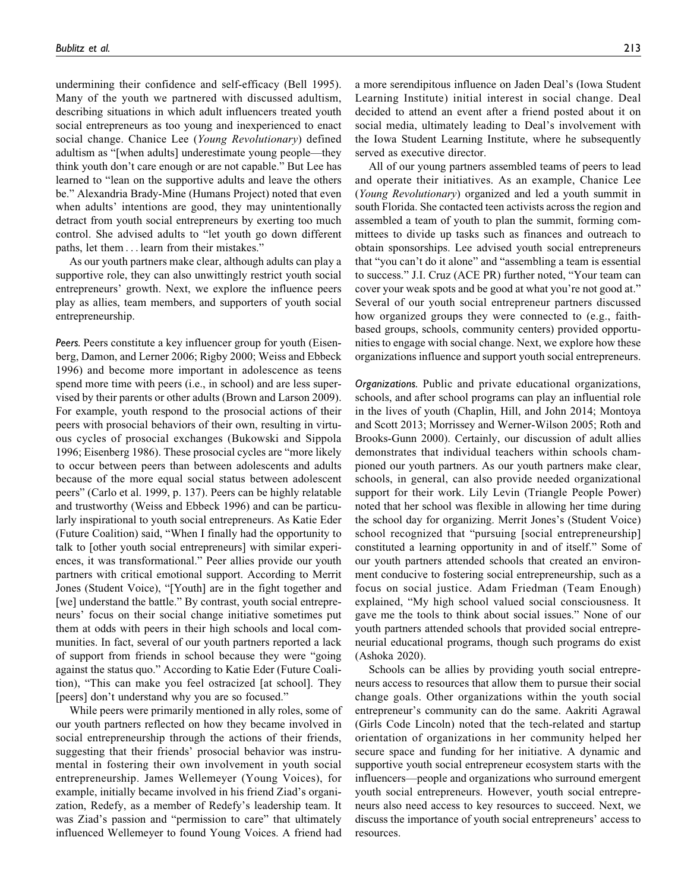undermining their confidence and self-efficacy (Bell 1995). Many of the youth we partnered with discussed adultism, describing situations in which adult influencers treated youth social entrepreneurs as too young and inexperienced to enact social change. Chanice Lee (*Young Revolutionary*) defined adultism as "[when adults] underestimate young people—they think youth don't care enough or are not capable." But Lee has learned to "lean on the supportive adults and leave the others be." Alexandria Brady-Mine (Humans Project) noted that even when adults' intentions are good, they may unintentionally detract from youth social entrepreneurs by exerting too much control. She advised adults to "let youth go down different paths, let them . . . learn from their mistakes."

As our youth partners make clear, although adults can play a supportive role, they can also unwittingly restrict youth social entrepreneurs' growth. Next, we explore the influence peers play as allies, team members, and supporters of youth social entrepreneurship.

*Peers.* Peers constitute a key influencer group for youth (Eisenberg, Damon, and Lerner 2006; Rigby 2000; Weiss and Ebbeck 1996) and become more important in adolescence as teens spend more time with peers (i.e., in school) and are less supervised by their parents or other adults (Brown and Larson 2009). For example, youth respond to the prosocial actions of their peers with prosocial behaviors of their own, resulting in virtuous cycles of prosocial exchanges (Bukowski and Sippola 1996; Eisenberg 1986). These prosocial cycles are "more likely to occur between peers than between adolescents and adults because of the more equal social status between adolescent peers" (Carlo et al. 1999, p. 137). Peers can be highly relatable and trustworthy (Weiss and Ebbeck 1996) and can be particularly inspirational to youth social entrepreneurs. As Katie Eder (Future Coalition) said, "When I finally had the opportunity to talk to [other youth social entrepreneurs] with similar experiences, it was transformational." Peer allies provide our youth partners with critical emotional support. According to Merrit Jones (Student Voice), "[Youth] are in the fight together and [we] understand the battle." By contrast, youth social entrepreneurs' focus on their social change initiative sometimes put them at odds with peers in their high schools and local communities. In fact, several of our youth partners reported a lack of support from friends in school because they were "going against the status quo." According to Katie Eder (Future Coalition), "This can make you feel ostracized [at school]. They [peers] don't understand why you are so focused."

While peers were primarily mentioned in ally roles, some of our youth partners reflected on how they became involved in social entrepreneurship through the actions of their friends, suggesting that their friends' prosocial behavior was instrumental in fostering their own involvement in youth social entrepreneurship. James Wellemeyer (Young Voices), for example, initially became involved in his friend Ziad's organization, Redefy, as a member of Redefy's leadership team. It was Ziad's passion and "permission to care" that ultimately influenced Wellemeyer to found Young Voices. A friend had a more serendipitous influence on Jaden Deal's (Iowa Student Learning Institute) initial interest in social change. Deal decided to attend an event after a friend posted about it on social media, ultimately leading to Deal's involvement with the Iowa Student Learning Institute, where he subsequently served as executive director.

All of our young partners assembled teams of peers to lead and operate their initiatives. As an example, Chanice Lee (*Young Revolutionary*) organized and led a youth summit in south Florida. She contacted teen activists across the region and assembled a team of youth to plan the summit, forming committees to divide up tasks such as finances and outreach to obtain sponsorships. Lee advised youth social entrepreneurs that "you can't do it alone" and "assembling a team is essential to success." J.I. Cruz (ACE PR) further noted, "Your team can cover your weak spots and be good at what you're not good at." Several of our youth social entrepreneur partners discussed how organized groups they were connected to (e.g., faith-based groups, schools, community centers) provided opportunities to engage with social change. Next, we explore how these organizations influence and support youth social entrepreneurs.

*Organizations.* Public and private educational organizations, schools, and after school programs can play an influential role in the lives of youth (Chaplin, Hill, and John 2014; Montoya and Scott 2013; Morrissey and Werner-Wilson 2005; Roth and Brooks-Gunn 2000). Certainly, our discussion of adult allies demonstrates that individual teachers within schools championed our youth partners. As our youth partners make clear, schools, in general, can also provide needed organizational support for their work. Lily Levin (Triangle People Power) noted that her school was flexible in allowing her time during the school day for organizing. Merrit Jones's (Student Voice) school recognized that "pursuing [social entrepreneurship] constituted a learning opportunity in and of itself." Some of our youth partners attended schools that created an environment conducive to fostering social entrepreneurship, such as a focus on social justice. Adam Friedman (Team Enough) explained, "My high school valued social consciousness. It gave me the tools to think about social issues." None of our youth partners attended schools that provided social entrepreneurial educational programs, though such programs do exist (Ashoka 2020).

Schools can be allies by providing youth social entrepreneurs access to resources that allow them to pursue their social change goals. Other organizations within the youth social entrepreneur's community can do the same. Aakriti Agrawal (Girls Code Lincoln) noted that the tech-related and startup orientation of organizations in her community helped her secure space and funding for her initiative. A dynamic and supportive youth social entrepreneur ecosystem starts with the influencers—people and organizations who surround emergent youth social entrepreneurs. However, youth social entrepreneurs also need access to key resources to succeed. Next, we discuss the importance of youth social entrepreneurs' access to resources.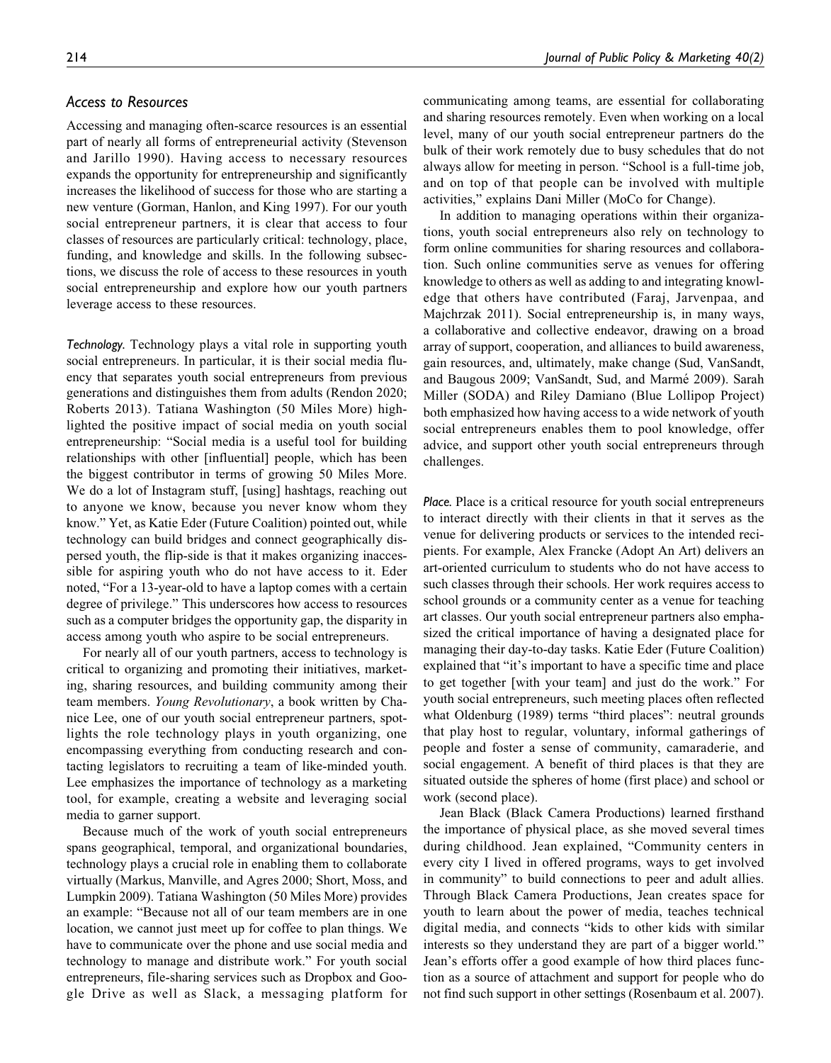### Access to Resources

Accessing and managing often-scarce resources is an essential part of nearly all forms of entrepreneurial activity (Stevenson and Jarillo 1990). Having access to necessary resources expands the opportunity for entrepreneurship and significantly increases the likelihood of success for those who are starting a new venture (Gorman, Hanlon, and King 1997). For our youth social entrepreneur partners, it is clear that access to four classes of resources are particularly critical: technology, place, funding, and knowledge and skills. In the following subsections, we discuss the role of access to these resources in youth social entrepreneurship and explore how our youth partners leverage access to these resources.

*Technology.* Technology plays a vital role in supporting youth social entrepreneurs. In particular, it is their social media fluency that separates youth social entrepreneurs from previous generations and distinguishes them from adults (Rendon 2020; Roberts 2013). Tatiana Washington (50 Miles More) highlighted the positive impact of social media on youth social entrepreneurship: "Social media is a useful tool for building relationships with other [influential] people, which has been the biggest contributor in terms of growing 50 Miles More. We do a lot of Instagram stuff, [using] hashtags, reaching out to anyone we know, because you never know whom they know." Yet, as Katie Eder (Future Coalition) pointed out, while technology can build bridges and connect geographically dispersed youth, the flip-side is that it makes organizing inaccessible for aspiring youth who do not have access to it. Eder noted, "For a 13-year-old to have a laptop comes with a certain degree of privilege." This underscores how access to resources such as a computer bridges the opportunity gap, the disparity in access among youth who aspire to be social entrepreneurs.

For nearly all of our youth partners, access to technology is critical to organizing and promoting their initiatives, marketing, sharing resources, and building community among their team members. *Young Revolutionary*, a book written by Chanice Lee, one of our youth social entrepreneur partners, spotlights the role technology plays in youth organizing, one encompassing everything from conducting research and contacting legislators to recruiting a team of like-minded youth. Lee emphasizes the importance of technology as a marketing tool, for example, creating a website and leveraging social media to garner support.

Because much of the work of youth social entrepreneurs spans geographical, temporal, and organizational boundaries, technology plays a crucial role in enabling them to collaborate virtually (Markus, Manville, and Agres 2000; Short, Moss, and Lumpkin 2009). Tatiana Washington (50 Miles More) provides an example: "Because not all of our team members are in one location, we cannot just meet up for coffee to plan things. We have to communicate over the phone and use social media and technology to manage and distribute work." For youth social entrepreneurs, file-sharing services such as Dropbox and Google Drive as well as Slack, a messaging platform for communicating among teams, are essential for collaborating and sharing resources remotely. Even when working on a local level, many of our youth social entrepreneur partners do the bulk of their work remotely due to busy schedules that do not always allow for meeting in person. "School is a full-time job, and on top of that people can be involved with multiple activities," explains Dani Miller (MoCo for Change).

In addition to managing operations within their organizations, youth social entrepreneurs also rely on technology to form online communities for sharing resources and collaboration. Such online communities serve as venues for offering knowledge to others as well as adding to and integrating knowledge that others have contributed (Faraj, Jarvenpaa, and Majchrzak 2011). Social entrepreneurship is, in many ways, a collaborative and collective endeavor, drawing on a broad array of support, cooperation, and alliances to build awareness, gain resources, and, ultimately, make change (Sud, VanSandt, and Baugous 2009; VanSandt, Sud, and Marmé 2009). Sarah Miller (SODA) and Riley Damiano (Blue Lollipop Project) both emphasized how having access to a wide network of youth social entrepreneurs enables them to pool knowledge, offer advice, and support other youth social entrepreneurs through challenges.

*Place.* Place is a critical resource for youth social entrepreneurs to interact directly with their clients in that it serves as the venue for delivering products or services to the intended recipients. For example, Alex Francke (Adopt An Art) delivers an art-oriented curriculum to students who do not have access to such classes through their schools. Her work requires access to school grounds or a community center as a venue for teaching art classes. Our youth social entrepreneur partners also emphasized the critical importance of having a designated place for managing their day-to-day tasks. Katie Eder (Future Coalition) explained that "it's important to have a specific time and place to get together [with your team] and just do the work." For youth social entrepreneurs, such meeting places often reflected what Oldenburg (1989) terms "third places": neutral grounds that play host to regular, voluntary, informal gatherings of people and foster a sense of community, camaraderie, and social engagement. A benefit of third places is that they are situated outside the spheres of home (first place) and school or work (second place).

Jean Black (Black Camera Productions) learned firsthand the importance of physical place, as she moved several times during childhood. Jean explained, "Community centers in every city I lived in offered programs, ways to get involved in community" to build connections to peer and adult allies. Through Black Camera Productions, Jean creates space for youth to learn about the power of media, teaches technical digital media, and connects "kids to other kids with similar interests so they understand they are part of a bigger world." Jean's efforts offer a good example of how third places function as a source of attachment and support for people who do not find such support in other settings (Rosenbaum et al. 2007).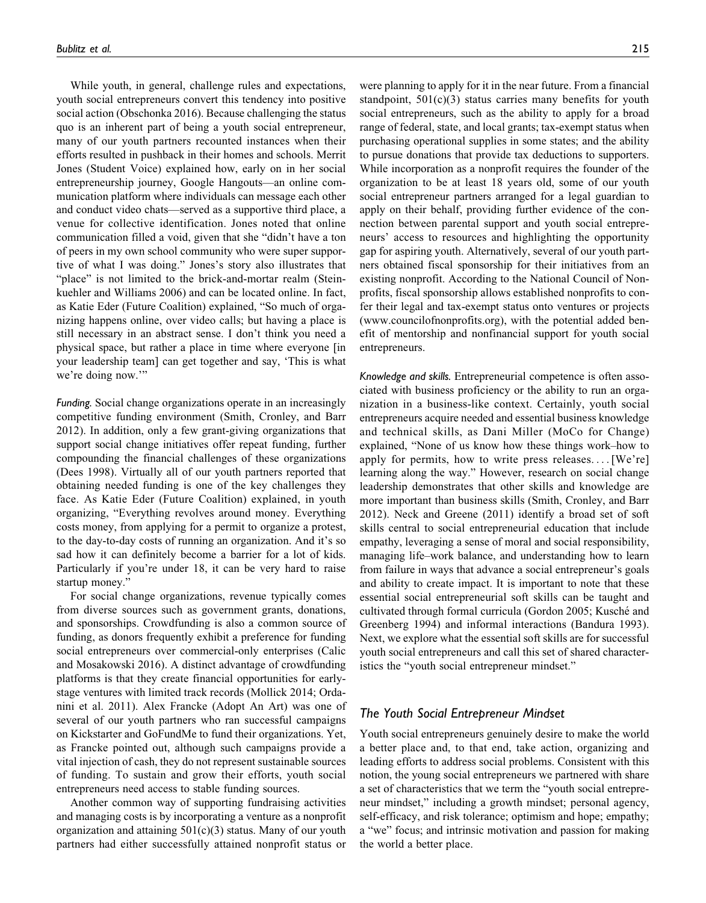While youth, in general, challenge rules and expectations, youth social entrepreneurs convert this tendency into positive social action (Obschonka 2016). Because challenging the status quo is an inherent part of being a youth social entrepreneur, many of our youth partners recounted instances when their efforts resulted in pushback in their homes and schools. Merrit Jones (Student Voice) explained how, early on in her social entrepreneurship journey, Google Hangouts—an online communication platform where individuals can message each other and conduct video chats—served as a supportive third place, a venue for collective identification. Jones noted that online communication filled a void, given that she "didn't have a ton of peers in my own school community who were super supportive of what I was doing." Jones's story also illustrates that "place" is not limited to the brick-and-mortar realm (Steinkuehler and Williams 2006) and can be located online. In fact, as Katie Eder (Future Coalition) explained, "So much of organizing happens online, over video calls; but having a place is still necessary in an abstract sense. I don't think you need a physical space, but rather a place in time where everyone [in your leadership team] can get together and say, 'This is what we're doing now.'"

*Funding.* Social change organizations operate in an increasingly competitive funding environment (Smith, Cronley, and Barr 2012). In addition, only a few grant-giving organizations that support social change initiatives offer repeat funding, further compounding the financial challenges of these organizations (Dees 1998). Virtually all of our youth partners reported that obtaining needed funding is one of the key challenges they face. As Katie Eder (Future Coalition) explained, in youth organizing, "Everything revolves around money. Everything costs money, from applying for a permit to organize a protest, to the day-to-day costs of running an organization. And it's so sad how it can definitely become a barrier for a lot of kids. Particularly if you're under 18, it can be very hard to raise startup money."

For social change organizations, revenue typically comes from diverse sources such as government grants, donations, and sponsorships. Crowdfunding is also a common source of funding, as donors frequently exhibit a preference for funding social entrepreneurs over commercial-only enterprises (Calic and Mosakowski 2016). A distinct advantage of crowdfunding platforms is that they create financial opportunities for early-stage ventures with limited track records (Mollick 2014; Ordanini et al. 2011). Alex Francke (Adopt An Art) was one of several of our youth partners who ran successful campaigns on Kickstarter and GoFundMe to fund their organizations. Yet, as Francke pointed out, although such campaigns provide a vital injection of cash, they do not represent sustainable sources of funding. To sustain and grow their efforts, youth social entrepreneurs need access to stable funding sources.

Another common way of supporting fundraising activities and managing costs is by incorporating a venture as a nonprofit organization and attaining 501(c)(3) status. Many of our youth partners had either successfully attained nonprofit status or were planning to apply for it in the near future. From a financial standpoint, 501(c)(3) status carries many benefits for youth social entrepreneurs, such as the ability to apply for a broad range of federal, state, and local grants; tax-exempt status when purchasing operational supplies in some states; and the ability to pursue donations that provide tax deductions to supporters. While incorporation as a nonprofit requires the founder of the organization to be at least 18 years old, some of our youth social entrepreneur partners arranged for a legal guardian to apply on their behalf, providing further evidence of the connection between parental support and youth social entrepreneurs' access to resources and highlighting the opportunity gap for aspiring youth. Alternatively, several of our youth partners obtained fiscal sponsorship for their initiatives from an existing nonprofit. According to the National Council of Nonprofits, fiscal sponsorship allows established nonprofits to confer their legal and tax-exempt status onto ventures or projects (www.councilofnonprofits.org), with the potential added benefit of mentorship and nonfinancial support for youth social entrepreneurs.

*Knowledge and skills.* Entrepreneurial competence is often associated with business proficiency or the ability to run an organization in a business-like context. Certainly, youth social entrepreneurs acquire needed and essential business knowledge and technical skills, as Dani Miller (MoCo for Change) explained, "None of us know how these things work–how to apply for permits, how to write press releases. . . . [We're] learning along the way." However, research on social change leadership demonstrates that other skills and knowledge are more important than business skills (Smith, Cronley, and Barr 2012). Neck and Greene (2011) identify a broad set of soft skills central to social entrepreneurial education that include empathy, leveraging a sense of moral and social responsibility, managing life–work balance, and understanding how to learn from failure in ways that advance a social entrepreneur's goals and ability to create impact. It is important to note that these essential social entrepreneurial soft skills can be taught and cultivated through formal curricula (Gordon 2005; Kusché and Greenberg 1994) and informal interactions (Bandura 1993). Next, we explore what the essential soft skills are for successful youth social entrepreneurs and call this set of shared characteristics the "youth social entrepreneur mindset."

### The Youth Social Entrepreneur Mindset

Youth social entrepreneurs genuinely desire to make the world a better place and, to that end, take action, organizing and leading efforts to address social problems. Consistent with this notion, the young social entrepreneurs we partnered with share a set of characteristics that we term the "youth social entrepreneur mindset," including a growth mindset; personal agency, self-efficacy, and risk tolerance; optimism and hope; empathy; a "we" focus; and intrinsic motivation and passion for making the world a better place.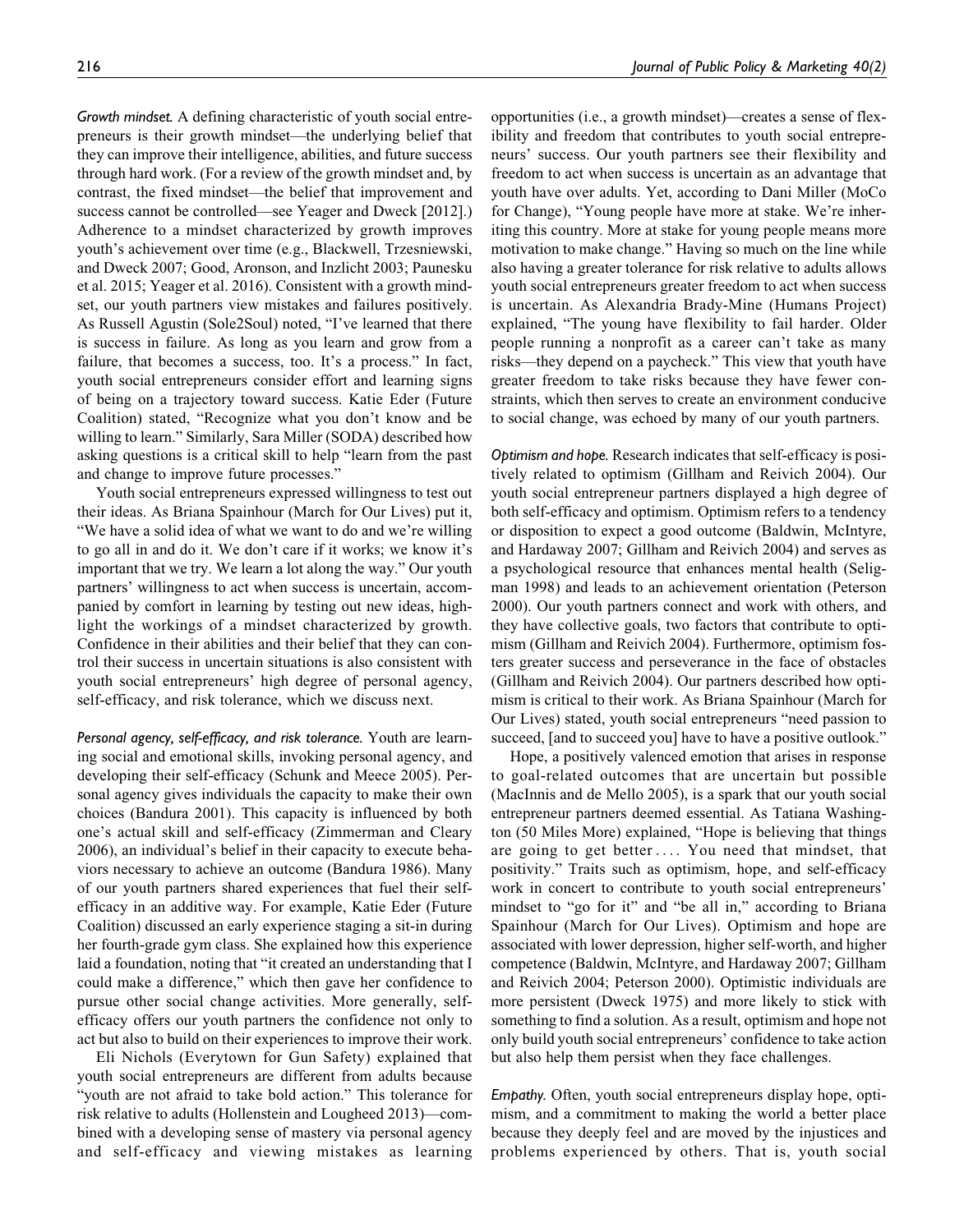*Growth mindset.* A defining characteristic of youth social entrepreneurs is their growth mindset—the underlying belief that they can improve their intelligence, abilities, and future success through hard work. (For a review of the growth mindset and, by contrast, the fixed mindset—the belief that improvement and success cannot be controlled—see Yeager and Dweck [2012].) Adherence to a mindset characterized by growth improves youth's achievement over time (e.g., Blackwell, Trzesniewski, and Dweck 2007; Good, Aronson, and Inzlicht 2003; Paunesku et al. 2015; Yeager et al. 2016). Consistent with a growth mindset, our youth partners view mistakes and failures positively. As Russell Agustin (Sole2Soul) noted, "I've learned that there is success in failure. As long as you learn and grow from a failure, that becomes a success, too. It's a process." In fact, youth social entrepreneurs consider effort and learning signs of being on a trajectory toward success. Katie Eder (Future Coalition) stated, "Recognize what you don't know and be willing to learn." Similarly, Sara Miller (SODA) described how asking questions is a critical skill to help "learn from the past and change to improve future processes."

Youth social entrepreneurs expressed willingness to test out their ideas. As Briana Spainhour (March for Our Lives) put it, "We have a solid idea of what we want to do and we're willing to go all in and do it. We don't care if it works; we know it's important that we try. We learn a lot along the way." Our youth partners' willingness to act when success is uncertain, accompanied by comfort in learning by testing out new ideas, highlight the workings of a mindset characterized by growth. Confidence in their abilities and their belief that they can control their success in uncertain situations is also consistent with youth social entrepreneurs' high degree of personal agency, self-efficacy, and risk tolerance, which we discuss next.

*Personal agency, self-efficacy, and risk tolerance.* Youth are learning social and emotional skills, invoking personal agency, and developing their self-efficacy (Schunk and Meece 2005). Personal agency gives individuals the capacity to make their own choices (Bandura 2001). This capacity is influenced by both one's actual skill and self-efficacy (Zimmerman and Cleary 2006), an individual's belief in their capacity to execute behaviors necessary to achieve an outcome (Bandura 1986). Many of our youth partners shared experiences that fuel their self-efficacy in an additive way. For example, Katie Eder (Future Coalition) discussed an early experience staging a sit-in during her fourth-grade gym class. She explained how this experience laid a foundation, noting that "it created an understanding that I could make a difference," which then gave her confidence to pursue other social change activities. More generally, self-efficacy offers our youth partners the confidence not only to act but also to build on their experiences to improve their work.

Eli Nichols (Everytown for Gun Safety) explained that youth social entrepreneurs are different from adults because "youth are not afraid to take bold action." This tolerance for risk relative to adults (Hollenstein and Lougheed 2013)—combined with a developing sense of mastery via personal agency and self-efficacy and viewing mistakes as learning opportunities (i.e., a growth mindset)—creates a sense of flexibility and freedom that contributes to youth social entrepreneurs' success. Our youth partners see their flexibility and freedom to act when success is uncertain as an advantage that youth have over adults. Yet, according to Dani Miller (MoCo for Change), "Young people have more at stake. We're inheriting this country. More at stake for young people means more motivation to make change." Having so much on the line while also having a greater tolerance for risk relative to adults allows youth social entrepreneurs greater freedom to act when success is uncertain. As Alexandria Brady-Mine (Humans Project) explained, "The young have flexibility to fail harder. Older people running a nonprofit as a career can't take as many risks—they depend on a paycheck." This view that youth have greater freedom to take risks because they have fewer constraints, which then serves to create an environment conducive to social change, was echoed by many of our youth partners.

*Optimism and hope.* Research indicates that self-efficacy is positively related to optimism (Gillham and Reivich 2004). Our youth social entrepreneur partners displayed a high degree of both self-efficacy and optimism. Optimism refers to a tendency or disposition to expect a good outcome (Baldwin, McIntyre, and Hardaway 2007; Gillham and Reivich 2004) and serves as a psychological resource that enhances mental health (Seligman 1998) and leads to an achievement orientation (Peterson 2000). Our youth partners connect and work with others, and they have collective goals, two factors that contribute to optimism (Gillham and Reivich 2004). Furthermore, optimism fosters greater success and perseverance in the face of obstacles (Gillham and Reivich 2004). Our partners described how optimism is critical to their work. As Briana Spainhour (March for Our Lives) stated, youth social entrepreneurs "need passion to succeed, [and to succeed you] have to have a positive outlook."

Hope, a positively valenced emotion that arises in response to goal-related outcomes that are uncertain but possible (MacInnis and de Mello 2005), is a spark that our youth social entrepreneur partners deemed essential. As Tatiana Washington (50 Miles More) explained, "Hope is believing that things are going to get better.... You need that mindset, that positivity." Traits such as optimism, hope, and self-efficacy work in concert to contribute to youth social entrepreneurs' mindset to "go for it" and "be all in," according to Briana Spainhour (March for Our Lives). Optimism and hope are associated with lower depression, higher self-worth, and higher competence (Baldwin, McIntyre, and Hardaway 2007; Gillham and Reivich 2004; Peterson 2000). Optimistic individuals are more persistent (Dweck 1975) and more likely to stick with something to find a solution. As a result, optimism and hope not only build youth social entrepreneurs' confidence to take action but also help them persist when they face challenges.

*Empathy.* Often, youth social entrepreneurs display hope, optimism, and a commitment to making the world a better place because they deeply feel and are moved by the injustices and problems experienced by others. That is, youth social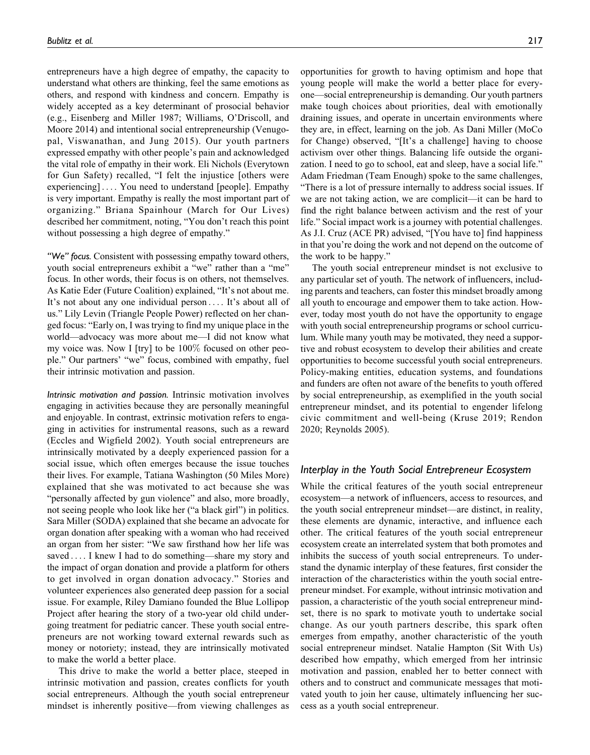entrepreneurs have a high degree of empathy, the capacity to understand what others are thinking, feel the same emotions as others, and respond with kindness and concern. Empathy is widely accepted as a key determinant of prosocial behavior (e.g., Eisenberg and Miller 1987; Williams, O'Driscoll, and Moore 2014) and intentional social entrepreneurship (Venugopal, Viswanathan, and Jung 2015). Our youth partners expressed empathy with other people's pain and acknowledged the vital role of empathy in their work. Eli Nichols (Everytown for Gun Safety) recalled, "I felt the injustice [others were experiencing] .... You need to understand [people]. Empathy is very important. Empathy is really the most important part of organizing." Briana Spainhour (March for Our Lives) described her commitment, noting, "You don't reach this point without possessing a high degree of empathy."

*"We" focus.* Consistent with possessing empathy toward others, youth social entrepreneurs exhibit a "we" rather than a "me" focus. In other words, their focus is on others, not themselves. As Katie Eder (Future Coalition) explained, "It's not about me. It's not about any one individual person .... It's about all of us." Lily Levin (Triangle People Power) reflected on her changed focus: "Early on, I was trying to find my unique place in the world—advocacy was more about me—I did not know what my voice was. Now I [try] to be 100% focused on other people." Our partners' "we" focus, combined with empathy, fuel their intrinsic motivation and passion.

*Intrinsic motivation and passion.* Intrinsic motivation involves engaging in activities because they are personally meaningful and enjoyable. In contrast, extrinsic motivation refers to engaging in activities for instrumental reasons, such as a reward (Eccles and Wigfield 2002). Youth social entrepreneurs are intrinsically motivated by a deeply experienced passion for a social issue, which often emerges because the issue touches their lives. For example, Tatiana Washington (50 Miles More) explained that she was motivated to act because she was "personally affected by gun violence" and also, more broadly, not seeing people who look like her ("a black girl") in politics. Sara Miller (SODA) explained that she became an advocate for organ donation after speaking with a woman who had received an organ from her sister: "We saw firsthand how her life was saved .... I knew I had to do something—share my story and the impact of organ donation and provide a platform for others to get involved in organ donation advocacy." Stories and volunteer experiences also generated deep passion for a social issue. For example, Riley Damiano founded the Blue Lollipop Project after hearing the story of a two-year old child undergoing treatment for pediatric cancer. These youth social entrepreneurs are not working toward external rewards such as money or notoriety; instead, they are intrinsically motivated to make the world a better place.

This drive to make the world a better place, steeped in intrinsic motivation and passion, creates conflicts for youth social entrepreneurs. Although the youth social entrepreneur mindset is inherently positive—from viewing challenges as opportunities for growth to having optimism and hope that young people will make the world a better place for everyone—social entrepreneurship is demanding. Our youth partners make tough choices about priorities, deal with emotionally draining issues, and operate in uncertain environments where they are, in effect, learning on the job. As Dani Miller (MoCo for Change) observed, "[It's a challenge] having to choose activism over other things. Balancing life outside the organization. I need to go to school, eat and sleep, have a social life." Adam Friedman (Team Enough) spoke to the same challenges, "There is a lot of pressure internally to address social issues. If we are not taking action, we are complicit—it can be hard to find the right balance between activism and the rest of your life." Social impact work is a journey with potential challenges. As J.I. Cruz (ACE PR) advised, "[You have to] find happiness in that you're doing the work and not depend on the outcome of the work to be happy."

The youth social entrepreneur mindset is not exclusive to any particular set of youth. The network of influencers, including parents and teachers, can foster this mindset broadly among all youth to encourage and empower them to take action. However, today most youth do not have the opportunity to engage with youth social entrepreneurship programs or school curriculum. While many youth may be motivated, they need a supportive and robust ecosystem to develop their abilities and create opportunities to become successful youth social entrepreneurs. Policy-making entities, education systems, and foundations and funders are often not aware of the benefits to youth offered by social entrepreneurship, as exemplified in the youth social entrepreneur mindset, and its potential to engender lifelong civic commitment and well-being (Kruse 2019; Rendon 2020; Reynolds 2005).

## Interplay in the Youth Social Entrepreneur Ecosystem

While the critical features of the youth social entrepreneur ecosystem—a network of influencers, access to resources, and the youth social entrepreneur mindset—are distinct, in reality, these elements are dynamic, interactive, and influence each other. The critical features of the youth social entrepreneur ecosystem create an interrelated system that both promotes and inhibits the success of youth social entrepreneurs. To understand the dynamic interplay of these features, first consider the interaction of the characteristics within the youth social entrepreneur mindset. For example, without intrinsic motivation and passion, a characteristic of the youth social entrepreneur mindset, there is no spark to motivate youth to undertake social change. As our youth partners describe, this spark often emerges from empathy, another characteristic of the youth social entrepreneur mindset. Natalie Hampton (Sit With Us) described how empathy, which emerged from her intrinsic motivation and passion, enabled her to better connect with others and to construct and communicate messages that motivated youth to join her cause, ultimately influencing her success as a youth social entrepreneur.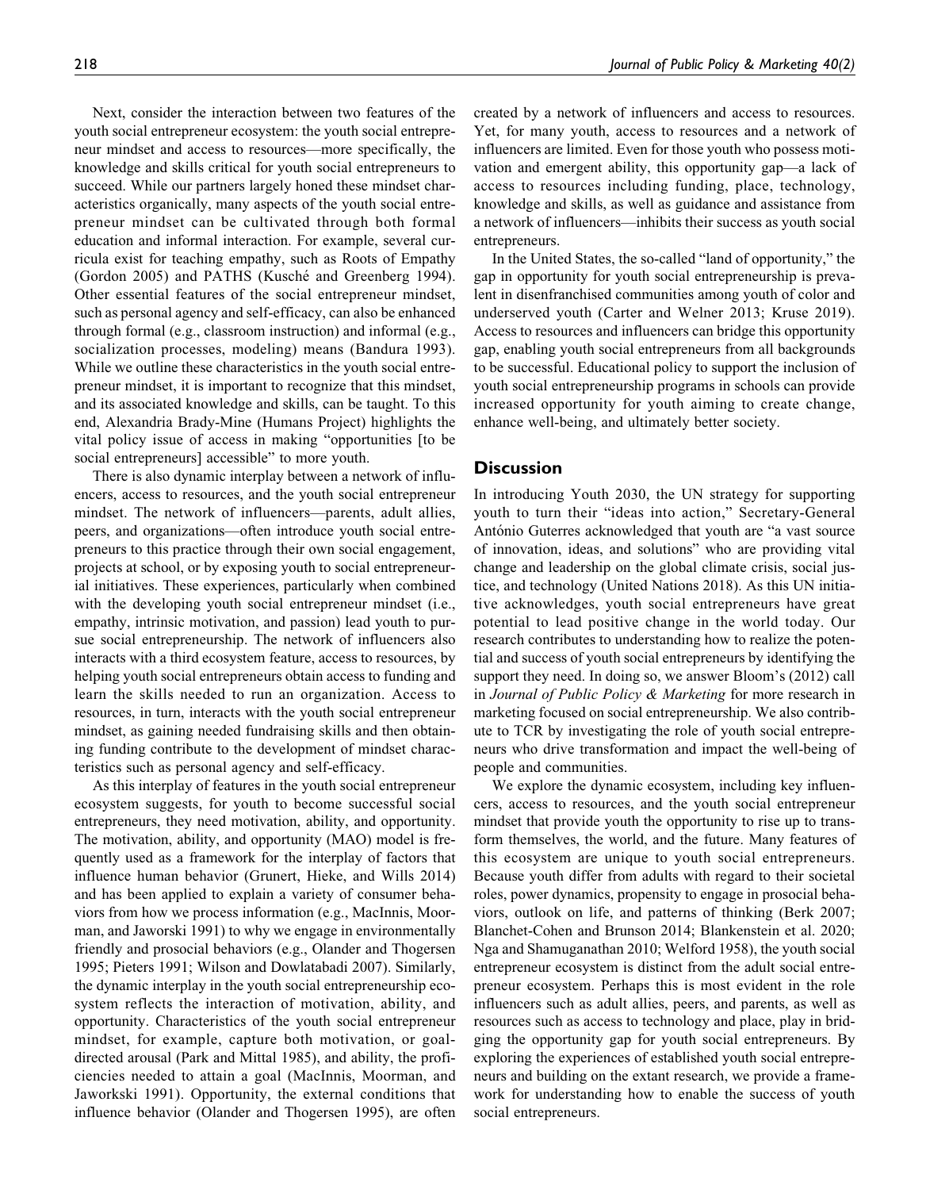Next, consider the interaction between two features of the youth social entrepreneur ecosystem: the youth social entrepreneur mindset and access to resources—more specifically, the knowledge and skills critical for youth social entrepreneurs to succeed. While our partners largely honed these mindset characteristics organically, many aspects of the youth social entrepreneur mindset can be cultivated through both formal education and informal interaction. For example, several curricula exist for teaching empathy, such as Roots of Empathy (Gordon 2005) and PATHS (Kusché and Greenberg 1994). Other essential features of the social entrepreneur mindset, such as personal agency and self-efficacy, can also be enhanced through formal (e.g., classroom instruction) and informal (e.g., socialization processes, modeling) means (Bandura 1993). While we outline these characteristics in the youth social entrepreneur mindset, it is important to recognize that this mindset, and its associated knowledge and skills, can be taught. To this end, Alexandria Brady-Mine (Humans Project) highlights the vital policy issue of access in making "opportunities [to be social entrepreneurs] accessible" to more youth.

There is also dynamic interplay between a network of influencers, access to resources, and the youth social entrepreneur mindset. The network of influencers—parents, adult allies, peers, and organizations—often introduce youth social entrepreneurs to this practice through their own social engagement, projects at school, or by exposing youth to social entrepreneurial initiatives. These experiences, particularly when combined with the developing youth social entrepreneur mindset (i.e., empathy, intrinsic motivation, and passion) lead youth to pursue social entrepreneurship. The network of influencers also interacts with a third ecosystem feature, access to resources, by helping youth social entrepreneurs obtain access to funding and learn the skills needed to run an organization. Access to resources, in turn, interacts with the youth social entrepreneur mindset, as gaining needed fundraising skills and then obtaining funding contribute to the development of mindset characteristics such as personal agency and self-efficacy.

As this interplay of features in the youth social entrepreneur ecosystem suggests, for youth to become successful social entrepreneurs, they need motivation, ability, and opportunity. The motivation, ability, and opportunity (MAO) model is frequently used as a framework for the interplay of factors that influence human behavior (Grunert, Hieke, and Wills 2014) and has been applied to explain a variety of consumer behaviors from how we process information (e.g., MacInnis, Moorman, and Jaworski 1991) to why we engage in environmentally friendly and prosocial behaviors (e.g., Olander and Thogersen 1995; Pieters 1991; Wilson and Dowlatabadi 2007). Similarly, the dynamic interplay in the youth social entrepreneurship ecosystem reflects the interaction of motivation, ability, and opportunity. Characteristics of the youth social entrepreneur mindset, for example, capture both motivation, or goal-directed arousal (Park and Mittal 1985), and ability, the proficiencies needed to attain a goal (MacInnis, Moorman, and Jaworkski 1991). Opportunity, the external conditions that influence behavior (Olander and Thogersen 1995), are often created by a network of influencers and access to resources. Yet, for many youth, access to resources and a network of influencers are limited. Even for those youth who possess motivation and emergent ability, this opportunity gap—a lack of access to resources including funding, place, technology, knowledge and skills, as well as guidance and assistance from a network of influencers—inhibits their success as youth social entrepreneurs.

In the United States, the so-called "land of opportunity," the gap in opportunity for youth social entrepreneurship is prevalent in disenfranchised communities among youth of color and underserved youth (Carter and Welner 2013; Kruse 2019). Access to resources and influencers can bridge this opportunity gap, enabling youth social entrepreneurs from all backgrounds to be successful. Educational policy to support the inclusion of youth social entrepreneurship programs in schools can provide increased opportunity for youth aiming to create change, enhance well-being, and ultimately better society.

## Discussion

In introducing Youth 2030, the UN strategy for supporting youth to turn their "ideas into action," Secretary-General António Guterres acknowledged that youth are "a vast source of innovation, ideas, and solutions" who are providing vital change and leadership on the global climate crisis, social justice, and technology (United Nations 2018). As this UN initiative acknowledges, youth social entrepreneurs have great potential to lead positive change in the world today. Our research contributes to understanding how to realize the potential and success of youth social entrepreneurs by identifying the support they need. In doing so, we answer Bloom's (2012) call in *Journal of Public Policy & Marketing* for more research in marketing focused on social entrepreneurship. We also contribute to TCR by investigating the role of youth social entrepreneurs who drive transformation and impact the well-being of people and communities.

We explore the dynamic ecosystem, including key influencers, access to resources, and the youth social entrepreneur mindset that provide youth the opportunity to rise up to transform themselves, the world, and the future. Many features of this ecosystem are unique to youth social entrepreneurs. Because youth differ from adults with regard to their societal roles, power dynamics, propensity to engage in prosocial behaviors, outlook on life, and patterns of thinking (Berk 2007; Blanchet-Cohen and Brunson 2014; Blankenstein et al. 2020; Nga and Shamuganathan 2010; Welford 1958), the youth social entrepreneur ecosystem is distinct from the adult social entrepreneur ecosystem. Perhaps this is most evident in the role influencers such as adult allies, peers, and parents, as well as resources such as access to technology and place, play in bridging the opportunity gap for youth social entrepreneurs. By exploring the experiences of established youth social entrepreneurs and building on the extant research, we provide a framework for understanding how to enable the success of youth social entrepreneurs.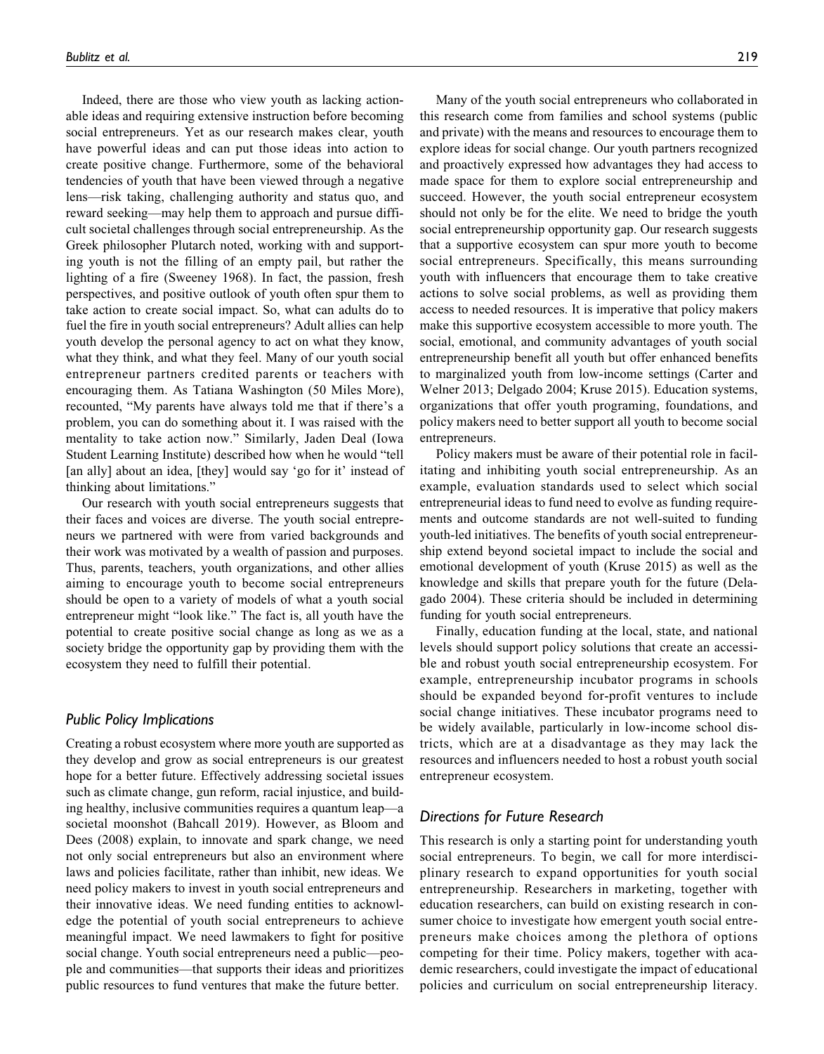Indeed, there are those who view youth as lacking actionable ideas and requiring extensive instruction before becoming social entrepreneurs. Yet as our research makes clear, youth have powerful ideas and can put those ideas into action to create positive change. Furthermore, some of the behavioral tendencies of youth that have been viewed through a negative lens—risk taking, challenging authority and status quo, and reward seeking—may help them to approach and pursue difficult societal challenges through social entrepreneurship. As the Greek philosopher Plutarch noted, working with and supporting youth is not the filling of an empty pail, but rather the lighting of a fire (Sweeney 1968). In fact, the passion, fresh perspectives, and positive outlook of youth often spur them to take action to create social impact. So, what can adults do to fuel the fire in youth social entrepreneurs? Adult allies can help youth develop the personal agency to act on what they know, what they think, and what they feel. Many of our youth social entrepreneur partners credited parents or teachers with encouraging them. As Tatiana Washington (50 Miles More), recounted, "My parents have always told me that if there's a problem, you can do something about it. I was raised with the mentality to take action now." Similarly, Jaden Deal (Iowa Student Learning Institute) described how when he would "tell [an ally] about an idea, [they] would say 'go for it' instead of thinking about limitations."

Our research with youth social entrepreneurs suggests that their faces and voices are diverse. The youth social entrepreneurs we partnered with were from varied backgrounds and their work was motivated by a wealth of passion and purposes. Thus, parents, teachers, youth organizations, and other allies aiming to encourage youth to become social entrepreneurs should be open to a variety of models of what a youth social entrepreneur might "look like." The fact is, all youth have the potential to create positive social change as long as we as a society bridge the opportunity gap by providing them with the ecosystem they need to fulfill their potential.

### Public Policy Implications

Creating a robust ecosystem where more youth are supported as they develop and grow as social entrepreneurs is our greatest hope for a better future. Effectively addressing societal issues such as climate change, gun reform, racial injustice, and building healthy, inclusive communities requires a quantum leap—a societal moonshot (Bahcall 2019). However, as Bloom and Dees (2008) explain, to innovate and spark change, we need not only social entrepreneurs but also an environment where laws and policies facilitate, rather than inhibit, new ideas. We need policy makers to invest in youth social entrepreneurs and their innovative ideas. We need funding entities to acknowledge the potential of youth social entrepreneurs to achieve meaningful impact. We need lawmakers to fight for positive social change. Youth social entrepreneurs need a public—people and communities—that supports their ideas and prioritizes public resources to fund ventures that make the future better.

Many of the youth social entrepreneurs who collaborated in this research come from families and school systems (public and private) with the means and resources to encourage them to explore ideas for social change. Our youth partners recognized and proactively expressed how advantages they had access to made space for them to explore social entrepreneurship and succeed. However, the youth social entrepreneur ecosystem should not only be for the elite. We need to bridge the youth social entrepreneurship opportunity gap. Our research suggests that a supportive ecosystem can spur more youth to become social entrepreneurs. Specifically, this means surrounding youth with influencers that encourage them to take creative actions to solve social problems, as well as providing them access to needed resources. It is imperative that policy makers make this supportive ecosystem accessible to more youth. The social, emotional, and community advantages of youth social entrepreneurship benefit all youth but offer enhanced benefits to marginalized youth from low-income settings (Carter and Welner 2013; Delgado 2004; Kruse 2015). Education systems, organizations that offer youth programing, foundations, and policy makers need to better support all youth to become social entrepreneurs.

Policy makers must be aware of their potential role in facilitating and inhibiting youth social entrepreneurship. As an example, evaluation standards used to select which social entrepreneurial ideas to fund need to evolve as funding requirements and outcome standards are not well-suited to funding youth-led initiatives. The benefits of youth social entrepreneurship extend beyond societal impact to include the social and emotional development of youth (Kruse 2015) as well as the knowledge and skills that prepare youth for the future (Delagado 2004). These criteria should be included in determining funding for youth social entrepreneurs.

Finally, education funding at the local, state, and national levels should support policy solutions that create an accessible and robust youth social entrepreneurship ecosystem. For example, entrepreneurship incubator programs in schools should be expanded beyond for-profit ventures to include social change initiatives. These incubator programs need to be widely available, particularly in low-income school districts, which are at a disadvantage as they may lack the resources and influencers needed to host a robust youth social entrepreneur ecosystem.

### Directions for Future Research

This research is only a starting point for understanding youth social entrepreneurs. To begin, we call for more interdisciplinary research to expand opportunities for youth social entrepreneurship. Researchers in marketing, together with education researchers, can build on existing research in consumer choice to investigate how emergent youth social entrepreneurs make choices among the plethora of options competing for their time. Policy makers, together with academic researchers, could investigate the impact of educational policies and curriculum on social entrepreneurship literacy.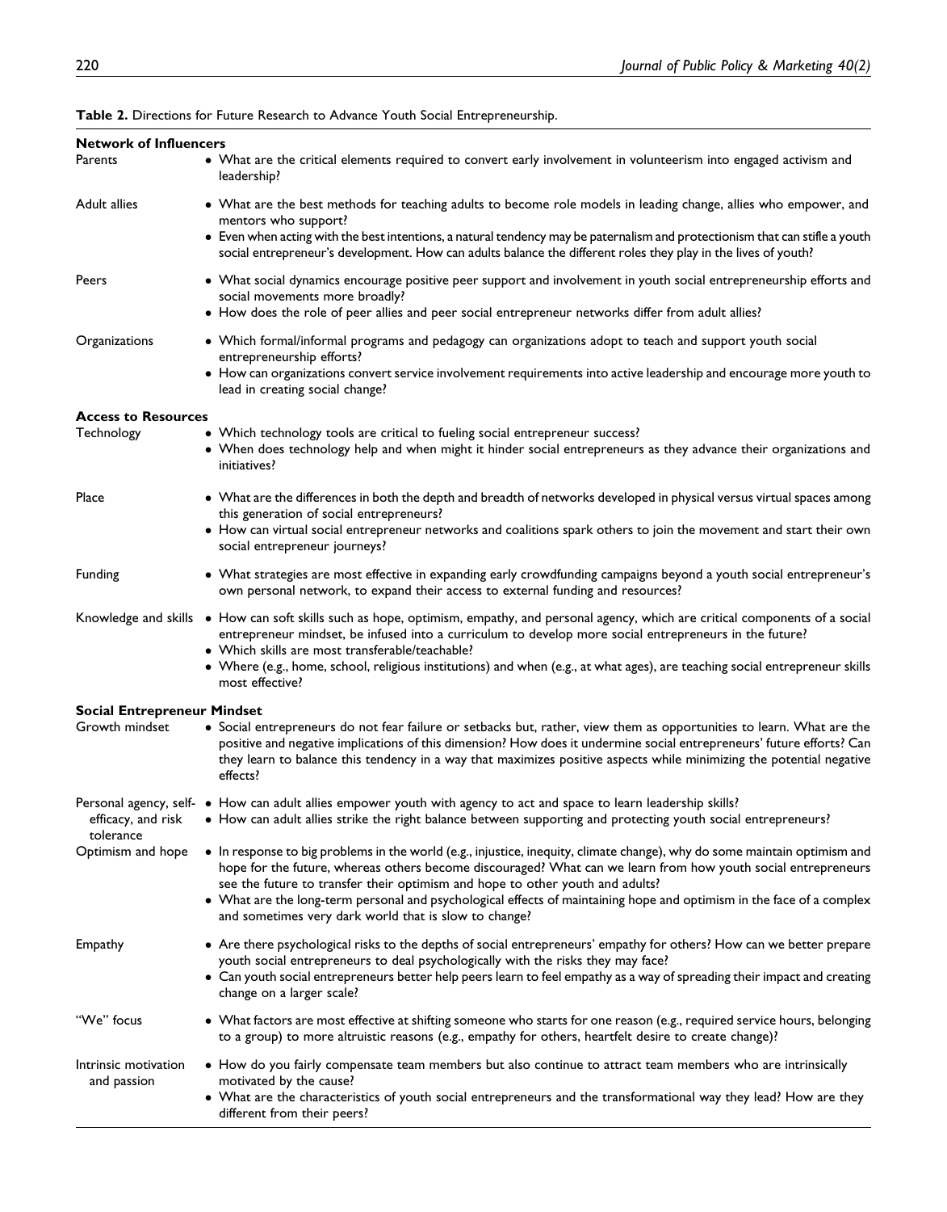**Table 2.** Directions for Future Research to Advance Youth Social Entrepreneurship.

| | |
|---|---|
| **Network of Influencers** | |
| Parents | • What are the critical elements required to convert early involvement in volunteerism into engaged activism and leadership? |
| Adult allies | • What are the best methods for teaching adults to become role models in leading change, allies who empower, and mentors who support?<br>• Even when acting with the best intentions, a natural tendency may be paternalism and protectionism that can stifle a youth social entrepreneur's development. How can adults balance the different roles they play in the lives of youth? |
| Peers | • What social dynamics encourage positive peer support and involvement in youth social entrepreneurship efforts and social movements more broadly?<br>• How does the role of peer allies and peer social entrepreneur networks differ from adult allies? |
| Organizations | • Which formal/informal programs and pedagogy can organizations adopt to teach and support youth social entrepreneurship efforts?<br>• How can organizations convert service involvement requirements into active leadership and encourage more youth to lead in creating social change? |
| **Access to Resources** | |
| Technology | • Which technology tools are critical to fueling social entrepreneur success?<br>• When does technology help and when might it hinder social entrepreneurs as they advance their organizations and initiatives? |
| Place | • What are the differences in both the depth and breadth of networks developed in physical versus virtual spaces among this generation of social entrepreneurs?<br>• How can virtual social entrepreneur networks and coalitions spark others to join the movement and start their own social entrepreneur journeys? |
| Funding | • What strategies are most effective in expanding early crowdfunding campaigns beyond a youth social entrepreneur's own personal network, to expand their access to external funding and resources? |
| Knowledge and skills | • How can soft skills such as hope, optimism, empathy, and personal agency, which are critical components of a social entrepreneur mindset, be infused into a curriculum to develop more social entrepreneurs in the future?<br>• Which skills are most transferable/teachable?<br>• Where (e.g., home, school, religious institutions) and when (e.g., at what ages), are teaching social entrepreneur skills most effective? |
| **Social Entrepreneur Mindset** | |
| Growth mindset | • Social entrepreneurs do not fear failure or setbacks but, rather, view them as opportunities to learn. What are the positive and negative implications of this dimension? How does it undermine social entrepreneurs' future efforts? Can they learn to balance this tendency in a way that maximizes positive aspects while minimizing the potential negative effects? |
| Personal agency, self-efficacy, and risk tolerance | • How can adult allies empower youth with agency to act and space to learn leadership skills?<br>• How can adult allies strike the right balance between supporting and protecting youth social entrepreneurs? |
| Optimism and hope | • In response to big problems in the world (e.g., injustice, inequity, climate change), why do some maintain optimism and hope for the future, whereas others become discouraged? What can we learn from how youth social entrepreneurs see the future to transfer their optimism and hope to other youth and adults?<br>• What are the long-term personal and psychological effects of maintaining hope and optimism in the face of a complex and sometimes very dark world that is slow to change? |
| Empathy | • Are there psychological risks to the depths of social entrepreneurs' empathy for others? How can we better prepare youth social entrepreneurs to deal psychologically with the risks they may face?<br>• Can youth social entrepreneurs better help peers learn to feel empathy as a way of spreading their impact and creating change on a larger scale? |
| "We" focus | • What factors are most effective at shifting someone who starts for one reason (e.g., required service hours, belonging to a group) to more altruistic reasons (e.g., empathy for others, heartfelt desire to create change)? |
| Intrinsic motivation and passion | • How do you fairly compensate team members but also continue to attract team members who are intrinsically motivated by the cause?<br>• What are the characteristics of youth social entrepreneurs and the transformational way they lead? How are they different from their peers? |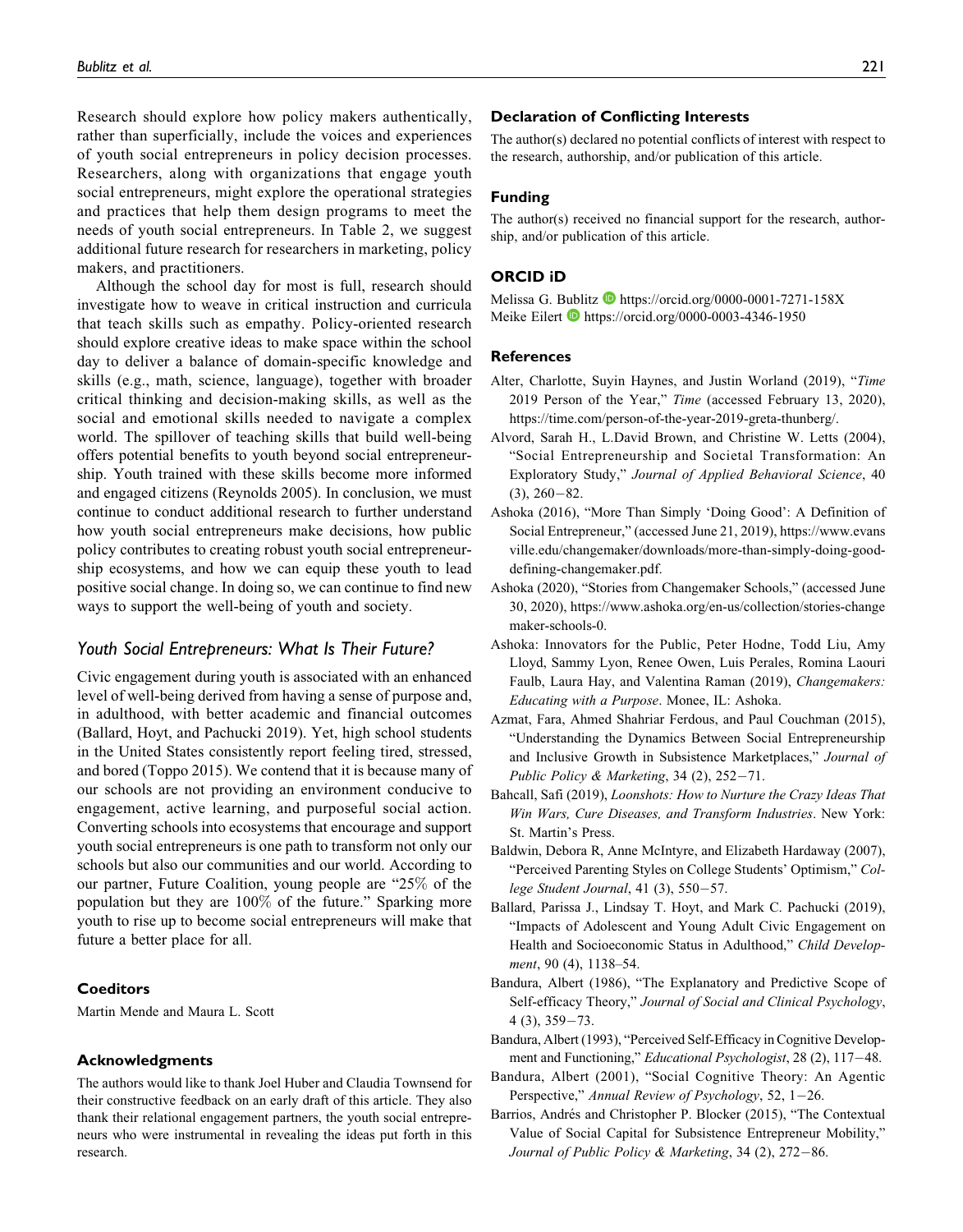Research should explore how policy makers authentically, rather than superficially, include the voices and experiences of youth social entrepreneurs in policy decision processes. Researchers, along with organizations that engage youth social entrepreneurs, might explore the operational strategies and practices that help them design programs to meet the needs of youth social entrepreneurs. In Table 2, we suggest additional future research for researchers in marketing, policy makers, and practitioners.

Although the school day for most is full, research should investigate how to weave in critical instruction and curricula that teach skills such as empathy. Policy-oriented research should explore creative ideas to make space within the school day to deliver a balance of domain-specific knowledge and skills (e.g., math, science, language), together with broader critical thinking and decision-making skills, as well as the social and emotional skills needed to navigate a complex world. The spillover of teaching skills that build well-being offers potential benefits to youth beyond social entrepreneurship. Youth trained with these skills become more informed and engaged citizens (Reynolds 2005). In conclusion, we must continue to conduct additional research to further understand how youth social entrepreneurs make decisions, how public policy contributes to creating robust youth social entrepreneurship ecosystems, and how we can equip these youth to lead positive social change. In doing so, we can continue to find new ways to support the well-being of youth and society.

### *Youth Social Entrepreneurs: What Is Their Future?*

Civic engagement during youth is associated with an enhanced level of well-being derived from having a sense of purpose and, in adulthood, with better academic and financial outcomes (Ballard, Hoyt, and Pachucki 2019). Yet, high school students in the United States consistently report feeling tired, stressed, and bored (Toppo 2015). We contend that it is because many of our schools are not providing an environment conducive to engagement, active learning, and purposeful social action. Converting schools into ecosystems that encourage and support youth social entrepreneurs is one path to transform not only our schools but also our communities and our world. According to our partner, Future Coalition, young people are "25% of the population but they are 100% of the future." Sparking more youth to rise up to become social entrepreneurs will make that future a better place for all.

## Coeditors

Martin Mende and Maura L. Scott

## Acknowledgments

The authors would like to thank Joel Huber and Claudia Townsend for their constructive feedback on an early draft of this article. They also thank their relational engagement partners, the youth social entrepreneurs who were instrumental in revealing the ideas put forth in this research.

## Declaration of Conflicting Interests

The author(s) declared no potential conflicts of interest with respect to the research, authorship, and/or publication of this article.

## Funding

The author(s) received no financial support for the research, authorship, and/or publication of this article.

## ORCID iD

Melissa G. Bublitz https://orcid.org/0000-0001-7271-158X
Meike Eilert https://orcid.org/0000-0003-4346-1950

## References

Alter, Charlotte, Suyin Haynes, and Justin Worland (2019), "*Time* 2019 Person of the Year," *Time* (accessed February 13, 2020), https://time.com/person-of-the-year-2019-greta-thunberg/.

Alvord, Sarah H., L.David Brown, and Christine W. Letts (2004), "Social Entrepreneurship and Societal Transformation: An Exploratory Study," *Journal of Applied Behavioral Science*, 40 (3), 260–82.

Ashoka (2016), "More Than Simply 'Doing Good': A Definition of Social Entrepreneur," (accessed June 21, 2019), https://www.evansville.edu/changemaker/downloads/more-than-simply-doing-good-defining-changemaker.pdf.

Ashoka (2020), "Stories from Changemaker Schools," (accessed June 30, 2020), https://www.ashoka.org/en-us/collection/stories-changemaker-schools-0.

Ashoka: Innovators for the Public, Peter Hodne, Todd Liu, Amy Lloyd, Sammy Lyon, Renee Owen, Luis Perales, Romina Laouri Faulb, Laura Hay, and Valentina Raman (2019), *Changemakers: Educating with a Purpose*. Monee, IL: Ashoka.

Azmat, Fara, Ahmed Shahriar Ferdous, and Paul Couchman (2015), "Understanding the Dynamics Between Social Entrepreneurship and Inclusive Growth in Subsistence Marketplaces," *Journal of Public Policy & Marketing*, 34 (2), 252–71.

Bahcall, Safi (2019), *Loonshots: How to Nurture the Crazy Ideas That Win Wars, Cure Diseases, and Transform Industries*. New York: St. Martin's Press.

Baldwin, Debora R, Anne McIntyre, and Elizabeth Hardaway (2007), "Perceived Parenting Styles on College Students' Optimism," *College Student Journal*, 41 (3), 550–57.

Ballard, Parissa J., Lindsay T. Hoyt, and Mark C. Pachucki (2019), "Impacts of Adolescent and Young Adult Civic Engagement on Health and Socioeconomic Status in Adulthood," *Child Development*, 90 (4), 1138–54.

Bandura, Albert (1986), "The Explanatory and Predictive Scope of Self-efficacy Theory," *Journal of Social and Clinical Psychology*, 4 (3), 359–73.

Bandura, Albert (1993), "Perceived Self-Efficacy in Cognitive Development and Functioning," *Educational Psychologist*, 28 (2), 117–48.

Bandura, Albert (2001), "Social Cognitive Theory: An Agentic Perspective," *Annual Review of Psychology*, 52, 1–26.

Barrios, Andrés and Christopher P. Blocker (2015), "The Contextual Value of Social Capital for Subsistence Entrepreneur Mobility," *Journal of Public Policy & Marketing*, 34 (2), 272–86.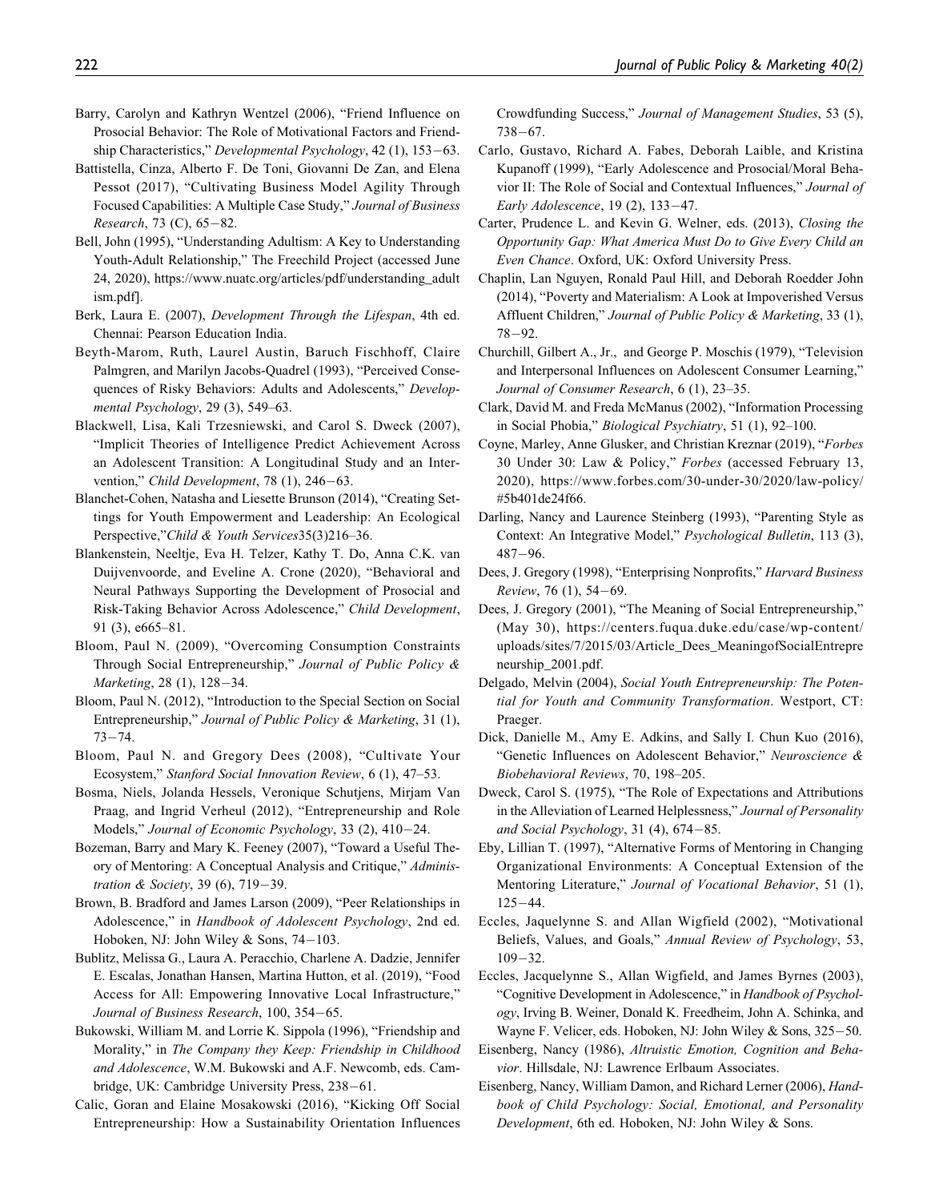Barry, Carolyn and Kathryn Wentzel (2006), "Friend Influence on Prosocial Behavior: The Role of Motivational Factors and Friendship Characteristics," *Developmental Psychology*, 42 (1), 153−63.

Battistella, Cinza, Alberto F. De Toni, Giovanni De Zan, and Elena Pessot (2017), "Cultivating Business Model Agility Through Focused Capabilities: A Multiple Case Study," *Journal of Business Research*, 73 (C), 65−82.

Bell, John (1995), "Understanding Adultism: A Key to Understanding Youth-Adult Relationship," The Freechild Project (accessed June 24, 2020), https://www.nuatc.org/articles/pdf/understanding_adultism.pdf].

Berk, Laura E. (2007), *Development Through the Lifespan*, 4th ed. Chennai: Pearson Education India.

Beyth-Marom, Ruth, Laurel Austin, Baruch Fischhoff, Claire Palmgren, and Marilyn Jacobs-Quadrel (1993), "Perceived Consequences of Risky Behaviors: Adults and Adolescents," *Developmental Psychology*, 29 (3), 549–63.

Blackwell, Lisa, Kali Trzesniewski, and Carol S. Dweck (2007), "Implicit Theories of Intelligence Predict Achievement Across an Adolescent Transition: A Longitudinal Study and an Intervention," *Child Development*, 78 (1), 246−63.

Blanchet-Cohen, Natasha and Liesette Brunson (2014), "Creating Settings for Youth Empowerment and Leadership: An Ecological Perspective,"*Child & Youth Services*35(3)216–36.

Blankenstein, Neeltje, Eva H. Telzer, Kathy T. Do, Anna C.K. van Duijvenvoorde, and Eveline A. Crone (2020), "Behavioral and Neural Pathways Supporting the Development of Prosocial and Risk-Taking Behavior Across Adolescence," *Child Development*, 91 (3), e665–81.

Bloom, Paul N. (2009), "Overcoming Consumption Constraints Through Social Entrepreneurship," *Journal of Public Policy & Marketing*, 28 (1), 128−34.

Bloom, Paul N. (2012), "Introduction to the Special Section on Social Entrepreneurship," *Journal of Public Policy & Marketing*, 31 (1), 73−74.

Bloom, Paul N. and Gregory Dees (2008), "Cultivate Your Ecosystem," *Stanford Social Innovation Review*, 6 (1), 47–53.

Bosma, Niels, Jolanda Hessels, Veronique Schutjens, Mirjam Van Praag, and Ingrid Verheul (2012), "Entrepreneurship and Role Models," *Journal of Economic Psychology*, 33 (2), 410−24.

Bozeman, Barry and Mary K. Feeney (2007), "Toward a Useful Theory of Mentoring: A Conceptual Analysis and Critique," *Administration & Society*, 39 (6), 719−39.

Brown, B. Bradford and James Larson (2009), "Peer Relationships in Adolescence," in *Handbook of Adolescent Psychology*, 2nd ed. Hoboken, NJ: John Wiley & Sons, 74−103.

Bublitz, Melissa G., Laura A. Peracchio, Charlene A. Dadzie, Jennifer E. Escalas, Jonathan Hansen, Martina Hutton, et al. (2019), "Food Access for All: Empowering Innovative Local Infrastructure," *Journal of Business Research*, 100, 354−65.

Bukowski, William M. and Lorrie K. Sippola (1996), "Friendship and Morality," in *The Company they Keep: Friendship in Childhood and Adolescence*, W.M. Bukowski and A.F. Newcomb, eds. Cambridge, UK: Cambridge University Press, 238−61.

Calic, Goran and Elaine Mosakowski (2016), "Kicking Off Social Entrepreneurship: How a Sustainability Orientation Influences Crowdfunding Success," *Journal of Management Studies*, 53 (5), 738−67.

Carlo, Gustavo, Richard A. Fabes, Deborah Laible, and Kristina Kupanoff (1999), "Early Adolescence and Prosocial/Moral Behavior II: The Role of Social and Contextual Influences," *Journal of Early Adolescence*, 19 (2), 133−47.

Carter, Prudence L. and Kevin G. Welner, eds. (2013), *Closing the Opportunity Gap: What America Must Do to Give Every Child an Even Chance*. Oxford, UK: Oxford University Press.

Chaplin, Lan Nguyen, Ronald Paul Hill, and Deborah Roedder John (2014), "Poverty and Materialism: A Look at Impoverished Versus Affluent Children," *Journal of Public Policy & Marketing*, 33 (1), 78−92.

Churchill, Gilbert A., Jr., and George P. Moschis (1979), "Television and Interpersonal Influences on Adolescent Consumer Learning," *Journal of Consumer Research*, 6 (1), 23–35.

Clark, David M. and Freda McManus (2002), "Information Processing in Social Phobia," *Biological Psychiatry*, 51 (1), 92–100.

Coyne, Marley, Anne Glusker, and Christian Kreznar (2019), "*Forbes* 30 Under 30: Law & Policy," *Forbes* (accessed February 13, 2020), https://www.forbes.com/30-under-30/2020/law-policy/#5b401de24f66.

Darling, Nancy and Laurence Steinberg (1993), "Parenting Style as Context: An Integrative Model," *Psychological Bulletin*, 113 (3), 487−96.

Dees, J. Gregory (1998), "Enterprising Nonprofits," *Harvard Business Review*, 76 (1), 54−69.

Dees, J. Gregory (2001), "The Meaning of Social Entrepreneurship," (May 30), https://centers.fuqua.duke.edu/case/wp-content/uploads/sites/7/2015/03/Article_Dees_MeaningofSocialEntrepreneurship_2001.pdf.

Delgado, Melvin (2004), *Social Youth Entrepreneurship: The Potential for Youth and Community Transformation*. Westport, CT: Praeger.

Dick, Danielle M., Amy E. Adkins, and Sally I. Chun Kuo (2016), "Genetic Influences on Adolescent Behavior," *Neuroscience & Biobehavioral Reviews*, 70, 198–205.

Dweck, Carol S. (1975), "The Role of Expectations and Attributions in the Alleviation of Learned Helplessness," *Journal of Personality and Social Psychology*, 31 (4), 674−85.

Eby, Lillian T. (1997), "Alternative Forms of Mentoring in Changing Organizational Environments: A Conceptual Extension of the Mentoring Literature," *Journal of Vocational Behavior*, 51 (1), 125−44.

Eccles, Jaquelynne S. and Allan Wigfield (2002), "Motivational Beliefs, Values, and Goals," *Annual Review of Psychology*, 53, 109−32.

Eccles, Jacquelynne S., Allan Wigfield, and James Byrnes (2003), "Cognitive Development in Adolescence," in *Handbook of Psychology*, Irving B. Weiner, Donald K. Freedheim, John A. Schinka, and Wayne F. Velicer, eds. Hoboken, NJ: John Wiley & Sons, 325−50.

Eisenberg, Nancy (1986), *Altruistic Emotion, Cognition and Behavior*. Hillsdale, NJ: Lawrence Erlbaum Associates.

Eisenberg, Nancy, William Damon, and Richard Lerner (2006), *Handbook of Child Psychology: Social, Emotional, and Personality Development*, 6th ed. Hoboken, NJ: John Wiley & Sons.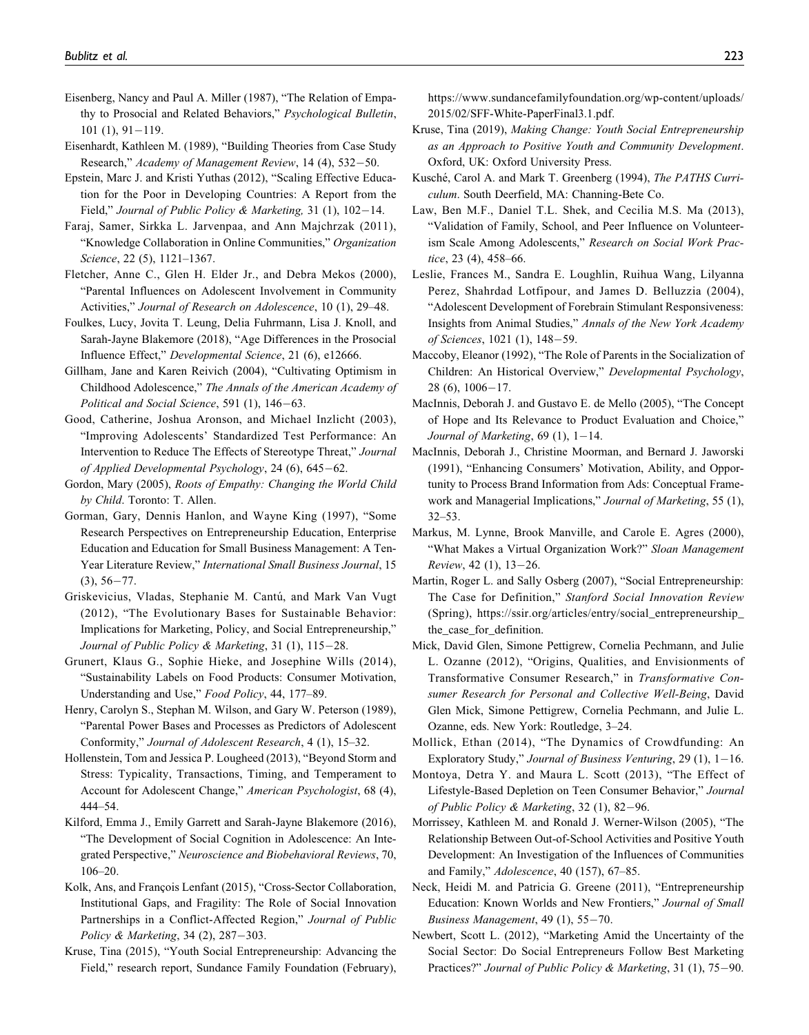Eisenberg, Nancy and Paul A. Miller (1987), "The Relation of Empathy to Prosocial and Related Behaviors," *Psychological Bulletin*, 101 (1), 91−119.

Eisenhardt, Kathleen M. (1989), "Building Theories from Case Study Research," *Academy of Management Review*, 14 (4), 532−50.

Epstein, Marc J. and Kristi Yuthas (2012), "Scaling Effective Education for the Poor in Developing Countries: A Report from the Field," *Journal of Public Policy & Marketing,* 31 (1), 102−14.

Faraj, Samer, Sirkka L. Jarvenpaa, and Ann Majchrzak (2011), "Knowledge Collaboration in Online Communities," *Organization Science*, 22 (5), 1121–1367.

Fletcher, Anne C., Glen H. Elder Jr., and Debra Mekos (2000), "Parental Influences on Adolescent Involvement in Community Activities," *Journal of Research on Adolescence*, 10 (1), 29–48.

Foulkes, Lucy, Jovita T. Leung, Delia Fuhrmann, Lisa J. Knoll, and Sarah-Jayne Blakemore (2018), "Age Differences in the Prosocial Influence Effect," *Developmental Science*, 21 (6), e12666.

Gillham, Jane and Karen Reivich (2004), "Cultivating Optimism in Childhood Adolescence," *The Annals of the American Academy of Political and Social Science*, 591 (1), 146−63.

Good, Catherine, Joshua Aronson, and Michael Inzlicht (2003), "Improving Adolescents' Standardized Test Performance: An Intervention to Reduce The Effects of Stereotype Threat," *Journal of Applied Developmental Psychology*, 24 (6), 645−62.

Gordon, Mary (2005), *Roots of Empathy: Changing the World Child by Child*. Toronto: T. Allen.

Gorman, Gary, Dennis Hanlon, and Wayne King (1997), "Some Research Perspectives on Entrepreneurship Education, Enterprise Education and Education for Small Business Management: A Ten-Year Literature Review," *International Small Business Journal*, 15 (3), 56−77.

Griskevicius, Vladas, Stephanie M. Cantú, and Mark Van Vugt (2012), "The Evolutionary Bases for Sustainable Behavior: Implications for Marketing, Policy, and Social Entrepreneurship," *Journal of Public Policy & Marketing*, 31 (1), 115−28.

Grunert, Klaus G., Sophie Hieke, and Josephine Wills (2014), "Sustainability Labels on Food Products: Consumer Motivation, Understanding and Use," *Food Policy*, 44, 177–89.

Henry, Carolyn S., Stephan M. Wilson, and Gary W. Peterson (1989), "Parental Power Bases and Processes as Predictors of Adolescent Conformity," *Journal of Adolescent Research*, 4 (1), 15–32.

Hollenstein, Tom and Jessica P. Lougheed (2013), "Beyond Storm and Stress: Typicality, Transactions, Timing, and Temperament to Account for Adolescent Change," *American Psychologist*, 68 (4), 444–54.

Kilford, Emma J., Emily Garrett and Sarah-Jayne Blakemore (2016), "The Development of Social Cognition in Adolescence: An Integrated Perspective," *Neuroscience and Biobehavioral Reviews*, 70, 106–20.

Kolk, Ans, and François Lenfant (2015), "Cross-Sector Collaboration, Institutional Gaps, and Fragility: The Role of Social Innovation Partnerships in a Conflict-Affected Region," *Journal of Public Policy & Marketing*, 34 (2), 287−303.

Kruse, Tina (2015), "Youth Social Entrepreneurship: Advancing the Field," research report, Sundance Family Foundation (February), https://www.sundancefamilyfoundation.org/wp-content/uploads/2015/02/SFF-White-PaperFinal3.1.pdf.

Kruse, Tina (2019), *Making Change: Youth Social Entrepreneurship as an Approach to Positive Youth and Community Development*. Oxford, UK: Oxford University Press.

Kusché, Carol A. and Mark T. Greenberg (1994), *The PATHS Curriculum*. South Deerfield, MA: Channing-Bete Co.

Law, Ben M.F., Daniel T.L. Shek, and Cecilia M.S. Ma (2013), "Validation of Family, School, and Peer Influence on Volunteerism Scale Among Adolescents," *Research on Social Work Practice*, 23 (4), 458–66.

Leslie, Frances M., Sandra E. Loughlin, Ruihua Wang, Lilyanna Perez, Shahrdad Lotfipour, and James D. Belluzzia (2004), "Adolescent Development of Forebrain Stimulant Responsiveness: Insights from Animal Studies," *Annals of the New York Academy of Sciences*, 1021 (1), 148−59.

Maccoby, Eleanor (1992), "The Role of Parents in the Socialization of Children: An Historical Overview," *Developmental Psychology*, 28 (6), 1006−17.

MacInnis, Deborah J. and Gustavo E. de Mello (2005), "The Concept of Hope and Its Relevance to Product Evaluation and Choice," *Journal of Marketing*, 69 (1), 1−14.

MacInnis, Deborah J., Christine Moorman, and Bernard J. Jaworski (1991), "Enhancing Consumers' Motivation, Ability, and Opportunity to Process Brand Information from Ads: Conceptual Framework and Managerial Implications," *Journal of Marketing*, 55 (1), 32–53.

Markus, M. Lynne, Brook Manville, and Carole E. Agres (2000), "What Makes a Virtual Organization Work?" *Sloan Management Review*, 42 (1), 13−26.

Martin, Roger L. and Sally Osberg (2007), "Social Entrepreneurship: The Case for Definition," *Stanford Social Innovation Review* (Spring), https://ssir.org/articles/entry/social_entrepreneurship_the_case_for_definition.

Mick, David Glen, Simone Pettigrew, Cornelia Pechmann, and Julie L. Ozanne (2012), "Origins, Qualities, and Envisionments of Transformative Consumer Research," in *Transformative Consumer Research for Personal and Collective Well-Being*, David Glen Mick, Simone Pettigrew, Cornelia Pechmann, and Julie L. Ozanne, eds. New York: Routledge, 3–24.

Mollick, Ethan (2014), "The Dynamics of Crowdfunding: An Exploratory Study," *Journal of Business Venturing*, 29 (1), 1−16.

Montoya, Detra Y. and Maura L. Scott (2013), "The Effect of Lifestyle-Based Depletion on Teen Consumer Behavior," *Journal of Public Policy & Marketing*, 32 (1), 82−96.

Morrissey, Kathleen M. and Ronald J. Werner-Wilson (2005), "The Relationship Between Out-of-School Activities and Positive Youth Development: An Investigation of the Influences of Communities and Family," *Adolescence*, 40 (157), 67–85.

Neck, Heidi M. and Patricia G. Greene (2011), "Entrepreneurship Education: Known Worlds and New Frontiers," *Journal of Small Business Management*, 49 (1), 55−70.

Newbert, Scott L. (2012), "Marketing Amid the Uncertainty of the Social Sector: Do Social Entrepreneurs Follow Best Marketing Practices?" *Journal of Public Policy & Marketing*, 31 (1), 75−90.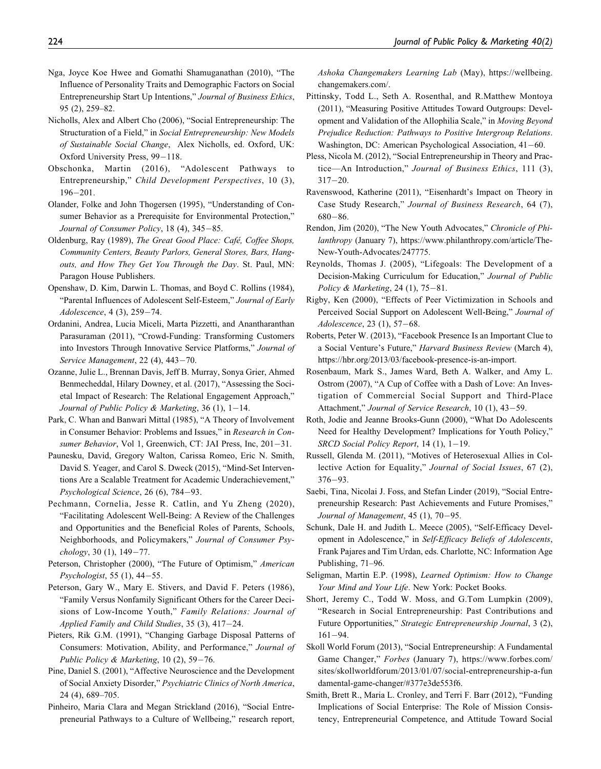Nga, Joyce Koe Hwee and Gomathi Shamuganathan (2010), "The Influence of Personality Traits and Demographic Factors on Social Entrepreneurship Start Up Intentions," *Journal of Business Ethics*, 95 (2), 259–82.

Nicholls, Alex and Albert Cho (2006), "Social Entrepreneurship: The Structuration of a Field," in *Social Entrepreneurship: New Models of Sustainable Social Change*, Alex Nicholls, ed. Oxford, UK: Oxford University Press, 99−118.

Obschonka, Martin (2016), "Adolescent Pathways to Entrepreneurship," *Child Development Perspectives*, 10 (3), 196−201.

Olander, Folke and John Thogersen (1995), "Understanding of Consumer Behavior as a Prerequisite for Environmental Protection," *Journal of Consumer Policy*, 18 (4), 345−85.

Oldenburg, Ray (1989), *The Great Good Place: Café, Coffee Shops, Community Centers, Beauty Parlors, General Stores, Bars, Hangouts, and How They Get You Through the Day*. St. Paul, MN: Paragon House Publishers.

Openshaw, D. Kim, Darwin L. Thomas, and Boyd C. Rollins (1984), "Parental Influences of Adolescent Self-Esteem," *Journal of Early Adolescence*, 4 (3), 259−74.

Ordanini, Andrea, Lucia Miceli, Marta Pizzetti, and Anantharanthan Parasuraman (2011), "Crowd-Funding: Transforming Customers into Investors Through Innovative Service Platforms," *Journal of Service Management*, 22 (4), 443−70.

Ozanne, Julie L., Brennan Davis, Jeff B. Murray, Sonya Grier, Ahmed Benmecheddal, Hilary Downey, et al. (2017), "Assessing the Societal Impact of Research: The Relational Engagement Approach," *Journal of Public Policy & Marketing*, 36 (1), 1−14.

Park, C. Whan and Banwari Mittal (1985), "A Theory of Involvement in Consumer Behavior: Problems and Issues," in *Research in Consumer Behavior*, Vol 1, Greenwich, CT: JAI Press, Inc, 201−31.

Paunesku, David, Gregory Walton, Carissa Romeo, Eric N. Smith, David S. Yeager, and Carol S. Dweck (2015), "Mind-Set Interventions Are a Scalable Treatment for Academic Underachievement," *Psychological Science*, 26 (6), 784−93.

Pechmann, Cornelia, Jesse R. Catlin, and Yu Zheng (2020), "Facilitating Adolescent Well-Being: A Review of the Challenges and Opportunities and the Beneficial Roles of Parents, Schools, Neighborhoods, and Policymakers," *Journal of Consumer Psychology*, 30 (1), 149−77.

Peterson, Christopher (2000), "The Future of Optimism," *American Psychologist*, 55 (1), 44−55.

Peterson, Gary W., Mary E. Stivers, and David F. Peters (1986), "Family Versus Nonfamily Significant Others for the Career Decisions of Low-Income Youth," *Family Relations: Journal of Applied Family and Child Studies*, 35 (3), 417−24.

Pieters, Rik G.M. (1991), "Changing Garbage Disposal Patterns of Consumers: Motivation, Ability, and Performance," *Journal of Public Policy & Marketing*, 10 (2), 59−76.

Pine, Daniel S. (2001), "Affective Neuroscience and the Development of Social Anxiety Disorder," *Psychiatric Clinics of North America*, 24 (4), 689–705.

Pinheiro, Maria Clara and Megan Strickland (2016), "Social Entrepreneurial Pathways to a Culture of Wellbeing," research report, *Ashoka Changemakers Learning Lab* (May), https://wellbeing.changemakers.com/.

Pittinsky, Todd L., Seth A. Rosenthal, and R.Matthew Montoya (2011), "Measuring Positive Attitudes Toward Outgroups: Development and Validation of the Allophilia Scale," in *Moving Beyond Prejudice Reduction: Pathways to Positive Intergroup Relations*. Washington, DC: American Psychological Association, 41−60.

Pless, Nicola M. (2012), "Social Entrepreneurship in Theory and Practice—An Introduction," *Journal of Business Ethics*, 111 (3), 317−20.

Ravenswood, Katherine (2011), "Eisenhardt's Impact on Theory in Case Study Research," *Journal of Business Research*, 64 (7), 680−86.

Rendon, Jim (2020), "The New Youth Advocates," *Chronicle of Philanthropy* (January 7), https://www.philanthropy.com/article/The-New-Youth-Advocates/247775.

Reynolds, Thomas J. (2005), "Lifegoals: The Development of a Decision-Making Curriculum for Education," *Journal of Public Policy & Marketing*, 24 (1), 75−81.

Rigby, Ken (2000), "Effects of Peer Victimization in Schools and Perceived Social Support on Adolescent Well-Being," *Journal of Adolescence*, 23 (1), 57−68.

Roberts, Peter W. (2013), "Facebook Presence Is an Important Clue to a Social Venture's Future," *Harvard Business Review* (March 4), https://hbr.org/2013/03/facebook-presence-is-an-import.

Rosenbaum, Mark S., James Ward, Beth A. Walker, and Amy L. Ostrom (2007), "A Cup of Coffee with a Dash of Love: An Investigation of Commercial Social Support and Third-Place Attachment," *Journal of Service Research*, 10 (1), 43−59.

Roth, Jodie and Jeanne Brooks-Gunn (2000), "What Do Adolescents Need for Healthy Development? Implications for Youth Policy," *SRCD Social Policy Report*, 14 (1), 1−19.

Russell, Glenda M. (2011), "Motives of Heterosexual Allies in Collective Action for Equality," *Journal of Social Issues*, 67 (2), 376−93.

Saebi, Tina, Nicolai J. Foss, and Stefan Linder (2019), "Social Entrepreneurship Research: Past Achievements and Future Promises," *Journal of Management*, 45 (1), 70−95.

Schunk, Dale H. and Judith L. Meece (2005), "Self-Efficacy Development in Adolescence," in *Self-Efficacy Beliefs of Adolescents*, Frank Pajares and Tim Urdan, eds. Charlotte, NC: Information Age Publishing, 71–96.

Seligman, Martin E.P. (1998), *Learned Optimism: How to Change Your Mind and Your Life*. New York: Pocket Books.

Short, Jeremy C., Todd W. Moss, and G.Tom Lumpkin (2009), "Research in Social Entrepreneurship: Past Contributions and Future Opportunities," *Strategic Entrepreneurship Journal*, 3 (2), 161−94.

Skoll World Forum (2013), "Social Entrepreneurship: A Fundamental Game Changer," *Forbes* (January 7), https://www.forbes.com/sites/skollworldforum/2013/01/07/social-entrepreneurship-a-fundamental-game-changer/#377e3de553f6.

Smith, Brett R., Maria L. Cronley, and Terri F. Barr (2012), "Funding Implications of Social Enterprise: The Role of Mission Consistency, Entrepreneurial Competence, and Attitude Toward Social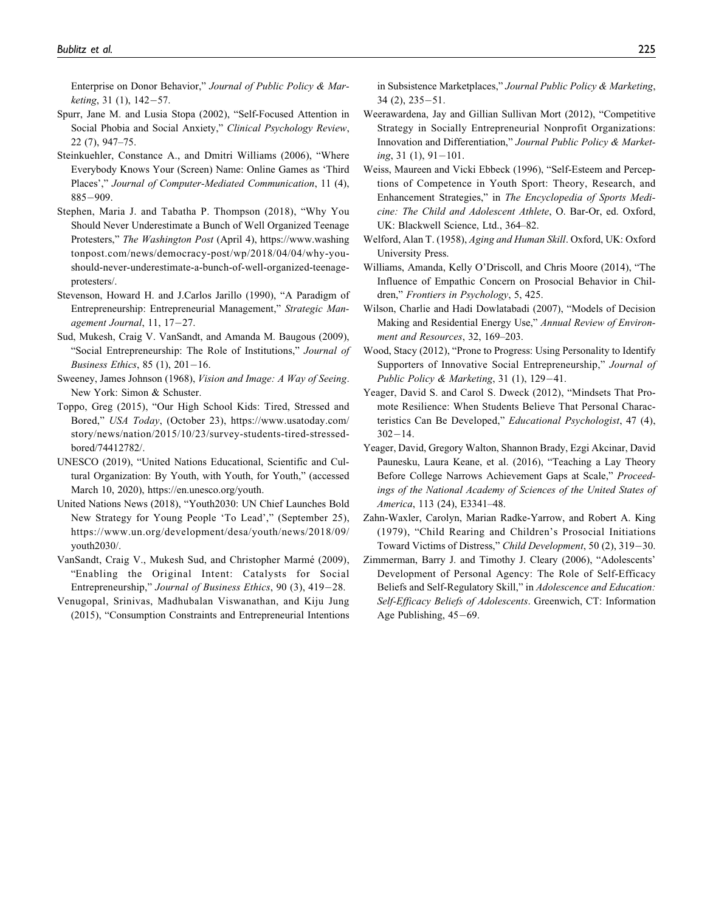Enterprise on Donor Behavior," *Journal of Public Policy & Marketing*, 31 (1), 142−57.

Spurr, Jane M. and Lusia Stopa (2002), "Self-Focused Attention in Social Phobia and Social Anxiety," *Clinical Psychology Review*, 22 (7), 947–75.

Steinkuehler, Constance A., and Dmitri Williams (2006), "Where Everybody Knows Your (Screen) Name: Online Games as 'Third Places'," *Journal of Computer-Mediated Communication*, 11 (4), 885−909.

Stephen, Maria J. and Tabatha P. Thompson (2018), "Why You Should Never Underestimate a Bunch of Well Organized Teenage Protesters," *The Washington Post* (April 4), https://www.washingtonpost.com/news/democracy-post/wp/2018/04/04/why-you-should-never-underestimate-a-bunch-of-well-organized-teenage-protesters/.

Stevenson, Howard H. and J.Carlos Jarillo (1990), "A Paradigm of Entrepreneurship: Entrepreneurial Management," *Strategic Management Journal*, 11, 17−27.

Sud, Mukesh, Craig V. VanSandt, and Amanda M. Baugous (2009), "Social Entrepreneurship: The Role of Institutions," *Journal of Business Ethics*, 85 (1), 201−16.

Sweeney, James Johnson (1968), *Vision and Image: A Way of Seeing*. New York: Simon & Schuster.

Toppo, Greg (2015), "Our High School Kids: Tired, Stressed and Bored," *USA Today*, (October 23), https://www.usatoday.com/story/news/nation/2015/10/23/survey-students-tired-stressed-bored/74412782/.

UNESCO (2019), "United Nations Educational, Scientific and Cultural Organization: By Youth, with Youth, for Youth," (accessed March 10, 2020), https://en.unesco.org/youth.

United Nations News (2018), "Youth2030: UN Chief Launches Bold New Strategy for Young People 'To Lead'," (September 25), https://www.un.org/development/desa/youth/news/2018/09/youth2030/.

VanSandt, Craig V., Mukesh Sud, and Christopher Marmé (2009), "Enabling the Original Intent: Catalysts for Social Entrepreneurship," *Journal of Business Ethics*, 90 (3), 419−28.

Venugopal, Srinivas, Madhubalan Viswanathan, and Kiju Jung (2015), "Consumption Constraints and Entrepreneurial Intentions in Subsistence Marketplaces," *Journal Public Policy & Marketing*, 34 (2), 235−51.

Weerawardena, Jay and Gillian Sullivan Mort (2012), "Competitive Strategy in Socially Entrepreneurial Nonprofit Organizations: Innovation and Differentiation," *Journal Public Policy & Marketing*, 31 (1), 91−101.

Weiss, Maureen and Vicki Ebbeck (1996), "Self-Esteem and Perceptions of Competence in Youth Sport: Theory, Research, and Enhancement Strategies," in *The Encyclopedia of Sports Medicine: The Child and Adolescent Athlete*, O. Bar-Or, ed. Oxford, UK: Blackwell Science, Ltd., 364–82.

Welford, Alan T. (1958), *Aging and Human Skill*. Oxford, UK: Oxford University Press.

Williams, Amanda, Kelly O'Driscoll, and Chris Moore (2014), "The Influence of Empathic Concern on Prosocial Behavior in Children," *Frontiers in Psychology*, 5, 425.

Wilson, Charlie and Hadi Dowlatabadi (2007), "Models of Decision Making and Residential Energy Use," *Annual Review of Environment and Resources*, 32, 169–203.

Wood, Stacy (2012), "Prone to Progress: Using Personality to Identify Supporters of Innovative Social Entrepreneurship," *Journal of Public Policy & Marketing*, 31 (1), 129−41.

Yeager, David S. and Carol S. Dweck (2012), "Mindsets That Promote Resilience: When Students Believe That Personal Characteristics Can Be Developed," *Educational Psychologist*, 47 (4), 302−14.

Yeager, David, Gregory Walton, Shannon Brady, Ezgi Akcinar, David Paunesku, Laura Keane, et al. (2016), "Teaching a Lay Theory Before College Narrows Achievement Gaps at Scale," *Proceedings of the National Academy of Sciences of the United States of America*, 113 (24), E3341–48.

Zahn-Waxler, Carolyn, Marian Radke-Yarrow, and Robert A. King (1979), "Child Rearing and Children's Prosocial Initiations Toward Victims of Distress," *Child Development*, 50 (2), 319−30.

Zimmerman, Barry J. and Timothy J. Cleary (2006), "Adolescents' Development of Personal Agency: The Role of Self-Efficacy Beliefs and Self-Regulatory Skill," in *Adolescence and Education: Self-Efficacy Beliefs of Adolescents*. Greenwich, CT: Information Age Publishing, 45−69.